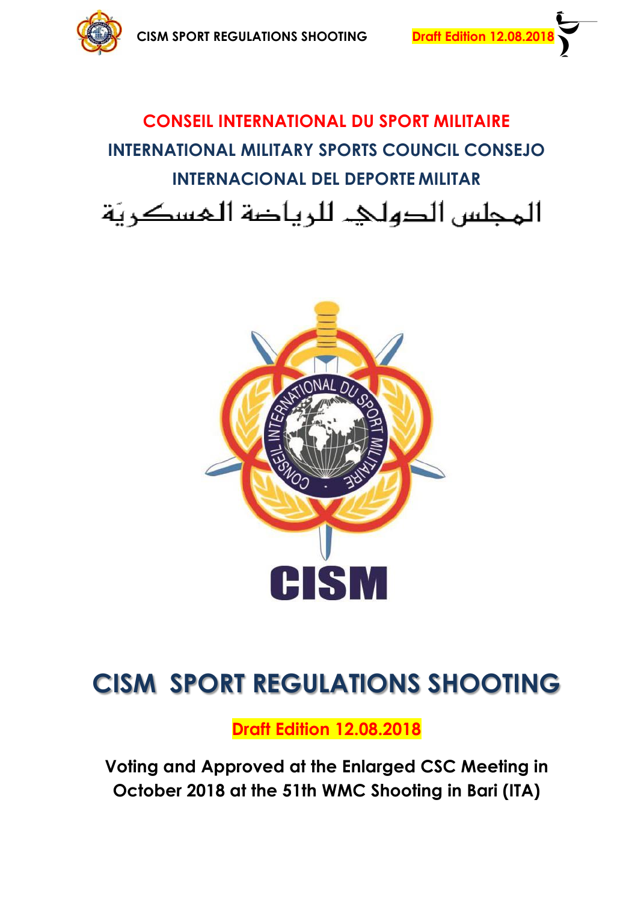**CONSEIL INTERNATIONAL DU SPORT MILITAIRE**

**INTERNATIONAL MILITARY SPORTS COUNCIL CONSEJO INTERNACIONAL DEL DEPORTE MILITAR**

المجلس الدولي للرياضة العسكرية

CISM

# CISM SPORT REGULATIONS SHOOTING

**Draft Edition 12.08.2018**

**Voting and Approved at the Enlarged CSC Meeting in October 2018 at the 51th WMC Shooting in Bari (ITA)**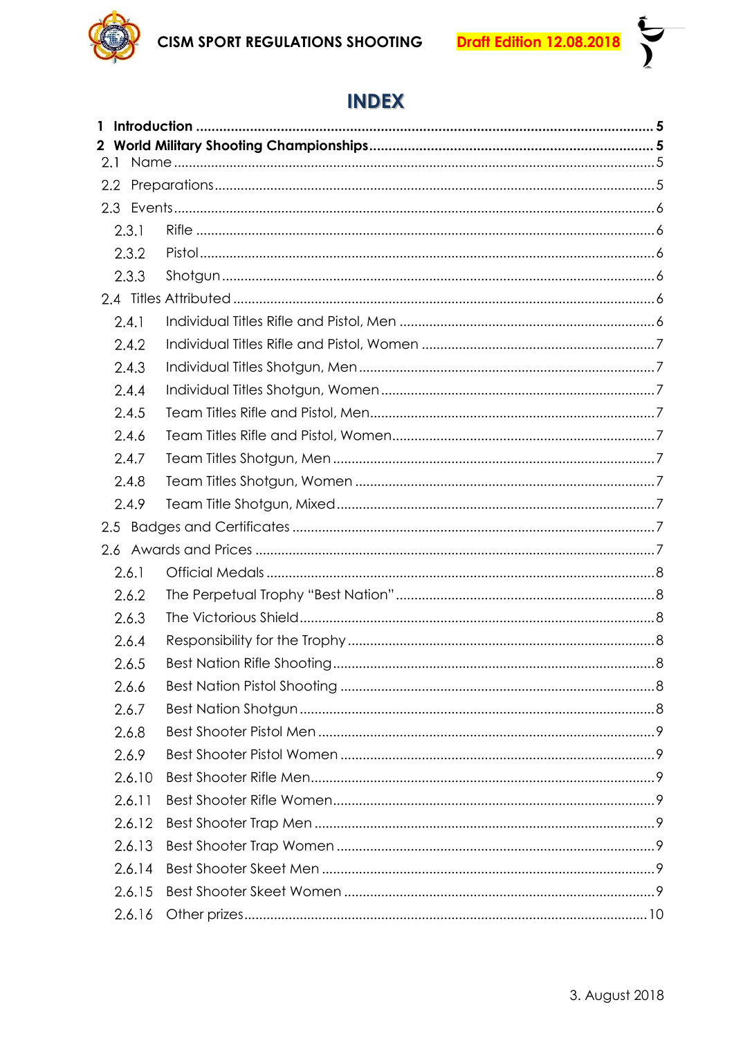# INDEX

**1 Introduction ..... 5**

**2 World Military Shooting Championships ..... 5**

2.1 Name ..... 5

2.2 Preparations ..... 5

2.3 Events ..... 6

2.3.1 Rifle ..... 6

2.3.2 Pistol ..... 6

2.3.3 Shotgun ..... 6

2.4 Titles Attributed ..... 6

2.4.1 Individual Titles Rifle and Pistol, Men ..... 6

2.4.2 Individual Titles Rifle and Pistol, Women ..... 7

2.4.3 Individual Titles Shotgun, Men ..... 7

2.4.4 Individual Titles Shotgun, Women ..... 7

2.4.5 Team Titles Rifle and Pistol, Men ..... 7

2.4.6 Team Titles Rifle and Pistol, Women ..... 7

2.4.7 Team Titles Shotgun, Men ..... 7

2.4.8 Team Titles Shotgun, Women ..... 7

2.4.9 Team Title Shotgun, Mixed ..... 7

2.5 Badges and Certificates ..... 7

2.6 Awards and Prices ..... 7

2.6.1 Official Medals ..... 8

2.6.2 The Perpetual Trophy "Best Nation" ..... 8

2.6.3 The Victorious Shield ..... 8

2.6.4 Responsibility for the Trophy ..... 8

2.6.5 Best Nation Rifle Shooting ..... 8

2.6.6 Best Nation Pistol Shooting ..... 8

2.6.7 Best Nation Shotgun ..... 8

2.6.8 Best Shooter Pistol Men ..... 9

2.6.9 Best Shooter Pistol Women ..... 9

2.6.10 Best Shooter Rifle Men ..... 9

2.6.11 Best Shooter Rifle Women ..... 9

2.6.12 Best Shooter Trap Men ..... 9

2.6.13 Best Shooter Trap Women ..... 9

2.6.14 Best Shooter Skeet Men ..... 9

2.6.15 Best Shooter Skeet Women ..... 9

2.6.16 Other prizes ..... 10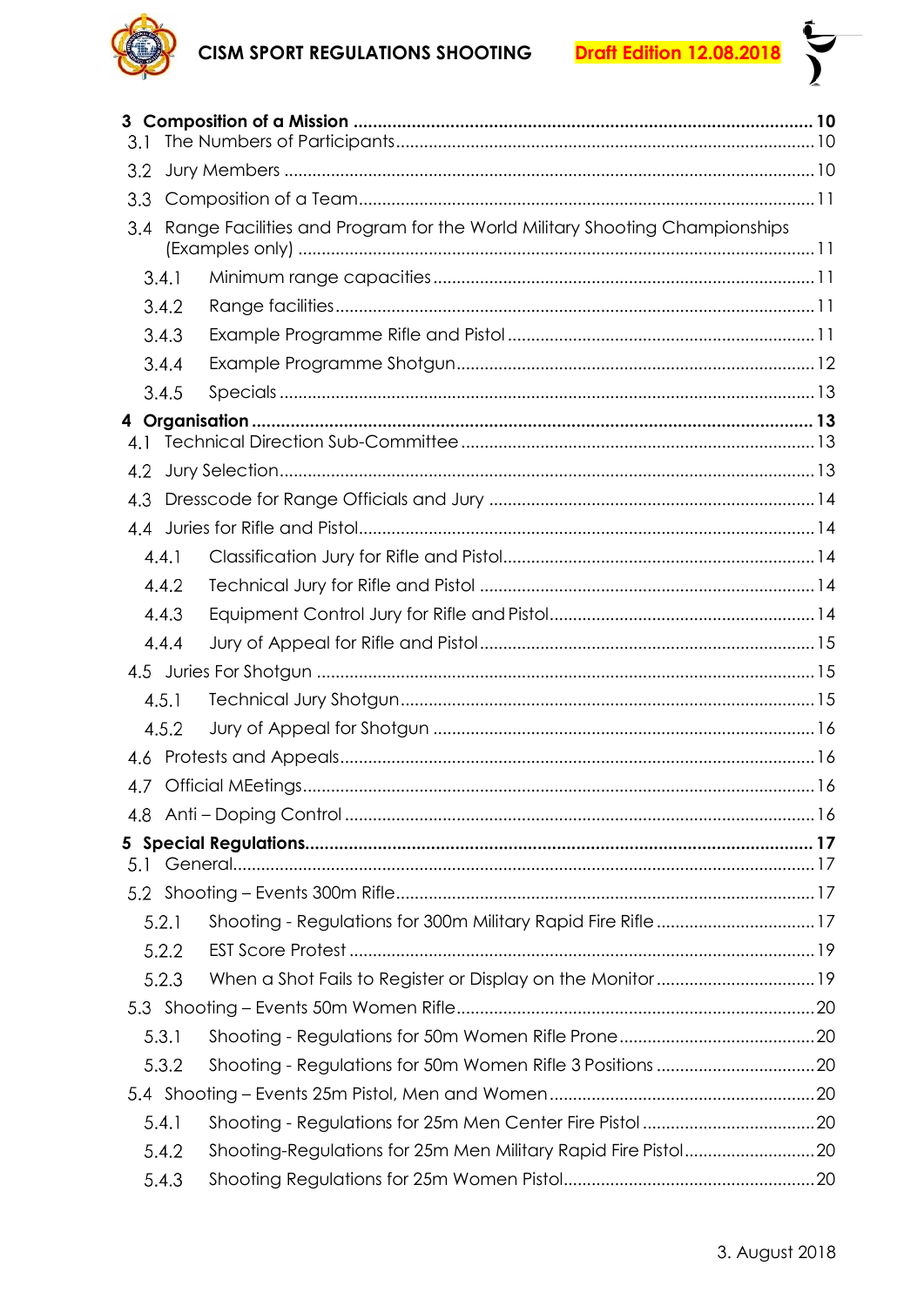**3 Composition of a Mission** ........ **10**

3.1 The Numbers of Participants ........ 10

3.2 Jury Members ........ 10

3.3 Composition of a Team ........ 11

3.4 Range Facilities and Program for the World Military Shooting Championships (Examples only) ........ 11

3.4.1 Minimum range capacities ........ 11

3.4.2 Range facilities ........ 11

3.4.3 Example Programme Rifle and Pistol ........ 11

3.4.4 Example Programme Shotgun ........ 12

3.4.5 Specials ........ 13

**4 Organisation** ........ **13**

4.1 Technical Direction Sub-Committee ........ 13

4.2 Jury Selection ........ 13

4.3 Dresscode for Range Officials and Jury ........ 14

4.4 Juries for Rifle and Pistol ........ 14

4.4.1 Classification Jury for Rifle and Pistol ........ 14

4.4.2 Technical Jury for Rifle and Pistol ........ 14

4.4.3 Equipment Control Jury for Rifle and Pistol ........ 14

4.4.4 Jury of Appeal for Rifle and Pistol ........ 15

4.5 Juries For Shotgun ........ 15

4.5.1 Technical Jury Shotgun ........ 15

4.5.2 Jury of Appeal for Shotgun ........ 16

4.6 Protests and Appeals ........ 16

4.7 Official MEetings ........ 16

4.8 Anti – Doping Control ........ 16

**5 Special Regulations** ........ **17**

5.1 General ........ 17

5.2 Shooting – Events 300m Rifle ........ 17

5.2.1 Shooting - Regulations for 300m Military Rapid Fire Rifle ........ 17

5.2.2 EST Score Protest ........ 19

5.2.3 When a Shot Fails to Register or Display on the Monitor ........ 19

5.3 Shooting – Events 50m Women Rifle ........ 20

5.3.1 Shooting - Regulations for 50m Women Rifle Prone ........ 20

5.3.2 Shooting - Regulations for 50m Women Rifle 3 Positions ........ 20

5.4 Shooting – Events 25m Pistol, Men and Women ........ 20

5.4.1 Shooting - Regulations for 25m Men Center Fire Pistol ........ 20

5.4.2 Shooting-Regulations for 25m Men Military Rapid Fire Pistol ........ 20

5.4.3 Shooting Regulations for 25m Women Pistol ........ 20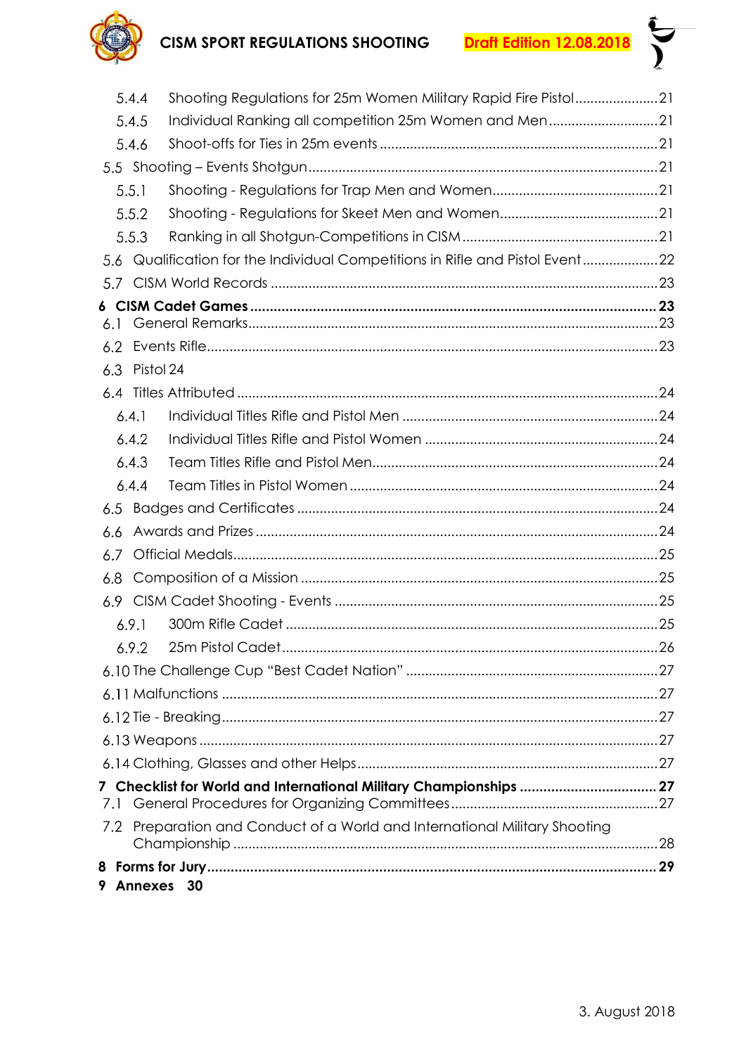5.4.4 Shooting Regulations for 25m Women Military Rapid Fire Pistol ..................... 21

5.4.5 Individual Ranking all competition 25m Women and Men ............................ 21

5.4.6 Shoot-offs for Ties in 25m events ......................................................................... 21

5.5 Shooting – Events Shotgun ........................................................................................... 21

5.5.1 Shooting - Regulations for Trap Men and Women ............................................ 21

5.5.2 Shooting - Regulations for Skeet Men and Women .......................................... 21

5.5.3 Ranking in all Shotgun-Competitions in CISM .................................................... 21

5.6 Qualification for the Individual Competitions in Rifle and Pistol Event .................... 22

5.7 CISM World Records ..................................................................................................... 23

**6 CISM Cadet Games ........................................................................................................ 23**

6.1 General Remarks ........................................................................................................... 23

6.2 Events Rifle ..................................................................................................................... 23

6.3 Pistol 24

6.4 Titles Attributed .............................................................................................................. 24

6.4.1 Individual Titles Rifle and Pistol Men ................................................................... 24

6.4.2 Individual Titles Rifle and Pistol Women ............................................................. 24

6.4.3 Team Titles Rifle and Pistol Men ........................................................................... 24

6.4.4 Team Titles in Pistol Women ................................................................................. 24

6.5 Badges and Certificates ............................................................................................... 24

6.6 Awards and Prizes ......................................................................................................... 24

6.7 Official Medals ............................................................................................................... 25

6.8 Composition of a Mission .............................................................................................. 25

6.9 CISM Cadet Shooting - Events ..................................................................................... 25

6.9.1 300m Rifle Cadet ................................................................................................... 25

6.9.2 25m Pistol Cadet .................................................................................................... 26

6.10 The Challenge Cup "Best Cadet Nation" .................................................................. 27

6.11 Malfunctions ................................................................................................................. 27

6.12 Tie - Breaking ................................................................................................................. 27

6.13 Weapons ....................................................................................................................... 27

6.14 Clothing, Glasses and other Helps ............................................................................... 27

**7 Checklist for World and International Military Championships .................................. 27**

7.1 General Procedures for Organizing Committees ....................................................... 27

7.2 Preparation and Conduct of a World and International Military Shooting Championship ............................................................................................................... 28

**8 Forms for Jury ................................................................................................................... 29**

**9 Annexes 30**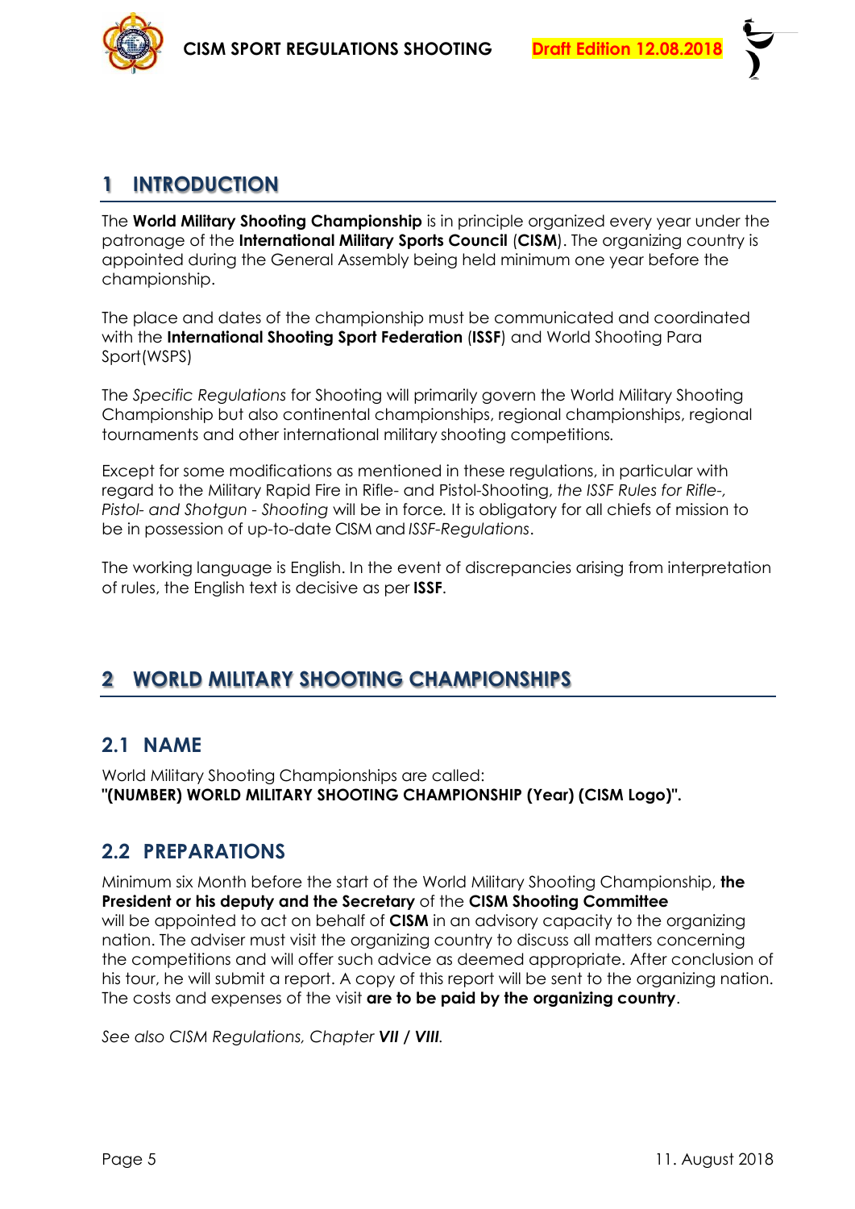# 1 INTRODUCTION

The **World Military Shooting Championship** is in principle organized every year under the patronage of the **International Military Sports Council** (**CISM**). The organizing country is appointed during the General Assembly being held minimum one year before the championship.

The place and dates of the championship must be communicated and coordinated with the **International Shooting Sport Federation** (**ISSF**) and World Shooting Para Sport(WSPS)

The *Specific Regulations* for Shooting will primarily govern the World Military Shooting Championship but also continental championships, regional championships, regional tournaments and other international military shooting competitions.

Except for some modifications as mentioned in these regulations, in particular with regard to the Military Rapid Fire in Rifle- and Pistol-Shooting, *the ISSF Rules for Rifle-, Pistol- and Shotgun - Shooting* will be in force. It is obligatory for all chiefs of mission to be in possession of up-to-date CISM and *ISSF-Regulations*.

The working language is English. In the event of discrepancies arising from interpretation of rules, the English text is decisive as per **ISSF**.

# 2 WORLD MILITARY SHOOTING CHAMPIONSHIPS

## 2.1 NAME

World Military Shooting Championships are called:
**"(NUMBER) WORLD MILITARY SHOOTING CHAMPIONSHIP (Year) (CISM Logo)".**

## 2.2 PREPARATIONS

Minimum six Month before the start of the World Military Shooting Championship, **the President or his deputy and the Secretary** of the **CISM Shooting Committee** will be appointed to act on behalf of **CISM** in an advisory capacity to the organizing nation. The adviser must visit the organizing country to discuss all matters concerning the competitions and will offer such advice as deemed appropriate. After conclusion of his tour, he will submit a report. A copy of this report will be sent to the organizing nation. The costs and expenses of the visit **are to be paid by the organizing country**.

*See also CISM Regulations, Chapter **VII** / **VIII**.*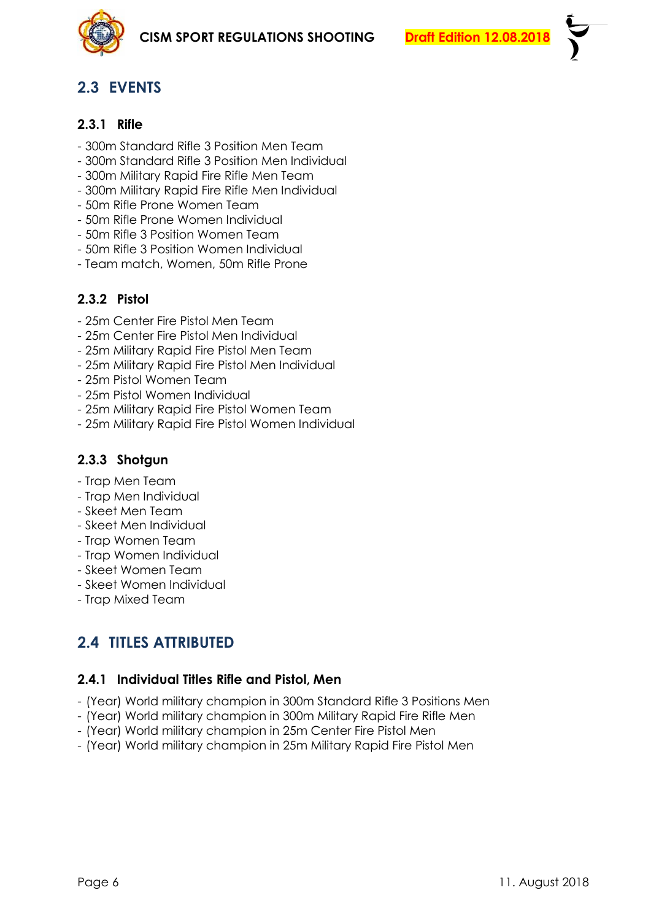## 2.3 EVENTS

### 2.3.1 Rifle

- 300m Standard Rifle 3 Position Men Team
- 300m Standard Rifle 3 Position Men Individual
- 300m Military Rapid Fire Rifle Men Team
- 300m Military Rapid Fire Rifle Men Individual
- 50m Rifle Prone Women Team
- 50m Rifle Prone Women Individual
- 50m Rifle 3 Position Women Team
- 50m Rifle 3 Position Women Individual
- Team match, Women, 50m Rifle Prone

### 2.3.2 Pistol

- 25m Center Fire Pistol Men Team
- 25m Center Fire Pistol Men Individual
- 25m Military Rapid Fire Pistol Men Team
- 25m Military Rapid Fire Pistol Men Individual
- 25m Pistol Women Team
- 25m Pistol Women Individual
- 25m Military Rapid Fire Pistol Women Team
- 25m Military Rapid Fire Pistol Women Individual

### 2.3.3 Shotgun

- Trap Men Team
- Trap Men Individual
- Skeet Men Team
- Skeet Men Individual
- Trap Women Team
- Trap Women Individual
- Skeet Women Team
- Skeet Women Individual
- Trap Mixed Team

## 2.4 TITLES ATTRIBUTED

### 2.4.1 Individual Titles Rifle and Pistol, Men

- (Year) World military champion in 300m Standard Rifle 3 Positions Men
- (Year) World military champion in 300m Military Rapid Fire Rifle Men
- (Year) World military champion in 25m Center Fire Pistol Men
- (Year) World military champion in 25m Military Rapid Fire Pistol Men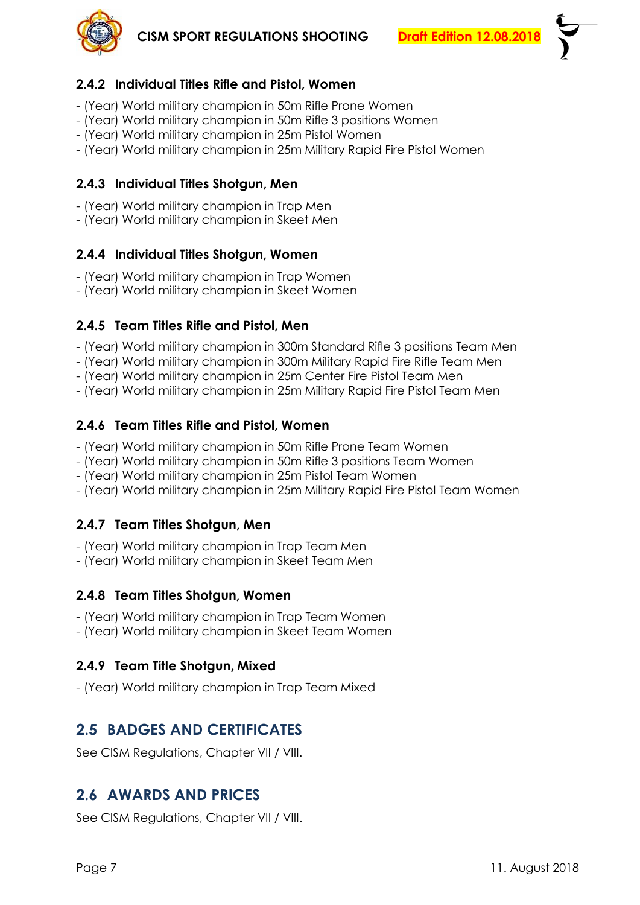### 2.4.2 Individual Titles Rifle and Pistol, Women

- (Year) World military champion in 50m Rifle Prone Women
- (Year) World military champion in 50m Rifle 3 positions Women
- (Year) World military champion in 25m Pistol Women
- (Year) World military champion in 25m Military Rapid Fire Pistol Women

### 2.4.3 Individual Titles Shotgun, Men

- (Year) World military champion in Trap Men
- (Year) World military champion in Skeet Men

### 2.4.4 Individual Titles Shotgun, Women

- (Year) World military champion in Trap Women
- (Year) World military champion in Skeet Women

### 2.4.5 Team Titles Rifle and Pistol, Men

- (Year) World military champion in 300m Standard Rifle 3 positions Team Men
- (Year) World military champion in 300m Military Rapid Fire Rifle Team Men
- (Year) World military champion in 25m Center Fire Pistol Team Men
- (Year) World military champion in 25m Military Rapid Fire Pistol Team Men

### 2.4.6 Team Titles Rifle and Pistol, Women

- (Year) World military champion in 50m Rifle Prone Team Women
- (Year) World military champion in 50m Rifle 3 positions Team Women
- (Year) World military champion in 25m Pistol Team Women
- (Year) World military champion in 25m Military Rapid Fire Pistol Team Women

### 2.4.7 Team Titles Shotgun, Men

- (Year) World military champion in Trap Team Men
- (Year) World military champion in Skeet Team Men

### 2.4.8 Team Titles Shotgun, Women

- (Year) World military champion in Trap Team Women
- (Year) World military champion in Skeet Team Women

### 2.4.9 Team Title Shotgun, Mixed

- (Year) World military champion in Trap Team Mixed

## 2.5 BADGES AND CERTIFICATES

See CISM Regulations, Chapter VII / VIII.

## 2.6 AWARDS AND PRICES

See CISM Regulations, Chapter VII / VIII.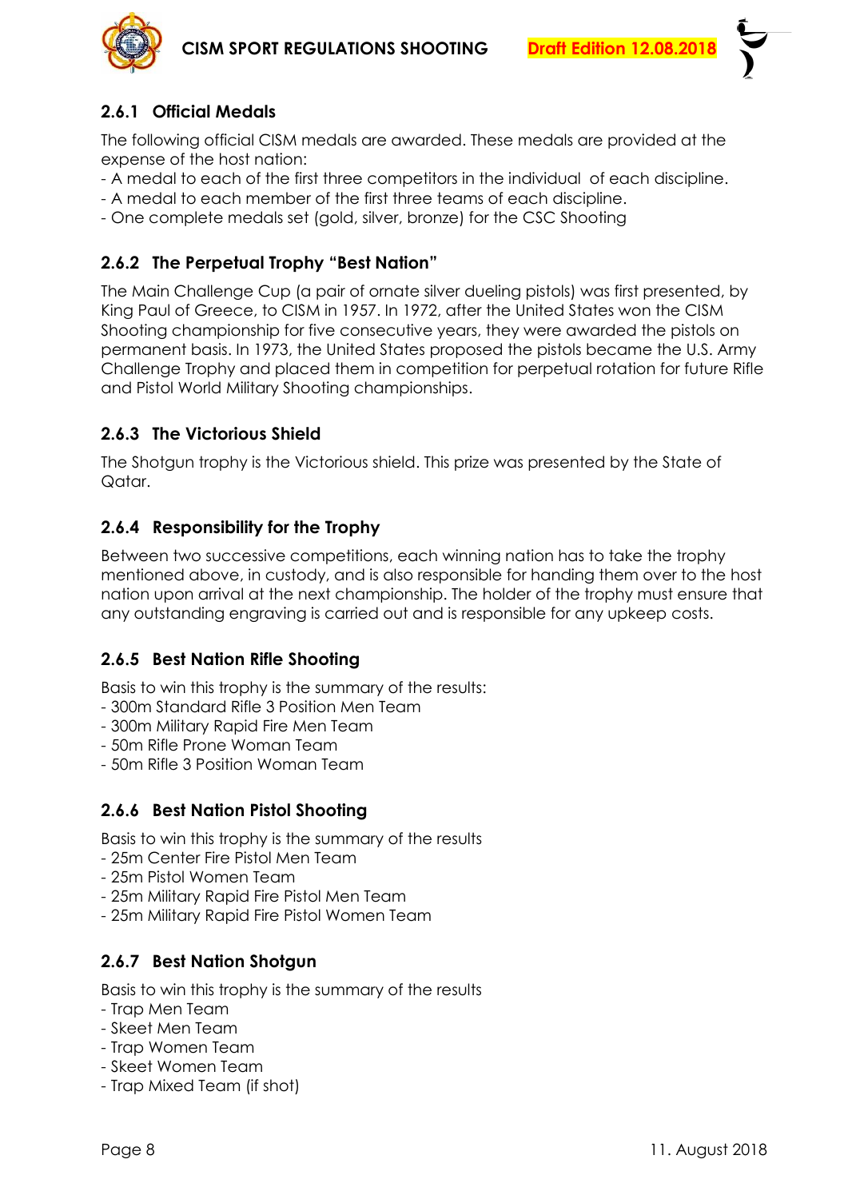### 2.6.1 Official Medals

The following official CISM medals are awarded. These medals are provided at the expense of the host nation:

- A medal to each of the first three competitors in the individual of each discipline.
- A medal to each member of the first three teams of each discipline.
- One complete medals set (gold, silver, bronze) for the CSC Shooting

### 2.6.2 The Perpetual Trophy "Best Nation"

The Main Challenge Cup (a pair of ornate silver dueling pistols) was first presented, by King Paul of Greece, to CISM in 1957. In 1972, after the United States won the CISM Shooting championship for five consecutive years, they were awarded the pistols on permanent basis. In 1973, the United States proposed the pistols became the U.S. Army Challenge Trophy and placed them in competition for perpetual rotation for future Rifle and Pistol World Military Shooting championships.

### 2.6.3 The Victorious Shield

The Shotgun trophy is the Victorious shield. This prize was presented by the State of Qatar.

### 2.6.4 Responsibility for the Trophy

Between two successive competitions, each winning nation has to take the trophy mentioned above, in custody, and is also responsible for handing them over to the host nation upon arrival at the next championship. The holder of the trophy must ensure that any outstanding engraving is carried out and is responsible for any upkeep costs.

### 2.6.5 Best Nation Rifle Shooting

Basis to win this trophy is the summary of the results:

- 300m Standard Rifle 3 Position Men Team
- 300m Military Rapid Fire Men Team
- 50m Rifle Prone Woman Team
- 50m Rifle 3 Position Woman Team

### 2.6.6 Best Nation Pistol Shooting

Basis to win this trophy is the summary of the results

- 25m Center Fire Pistol Men Team
- 25m Pistol Women Team
- 25m Military Rapid Fire Pistol Men Team
- 25m Military Rapid Fire Pistol Women Team

### 2.6.7 Best Nation Shotgun

Basis to win this trophy is the summary of the results

- Trap Men Team
- Skeet Men Team
- Trap Women Team
- Skeet Women Team
- Trap Mixed Team (if shot)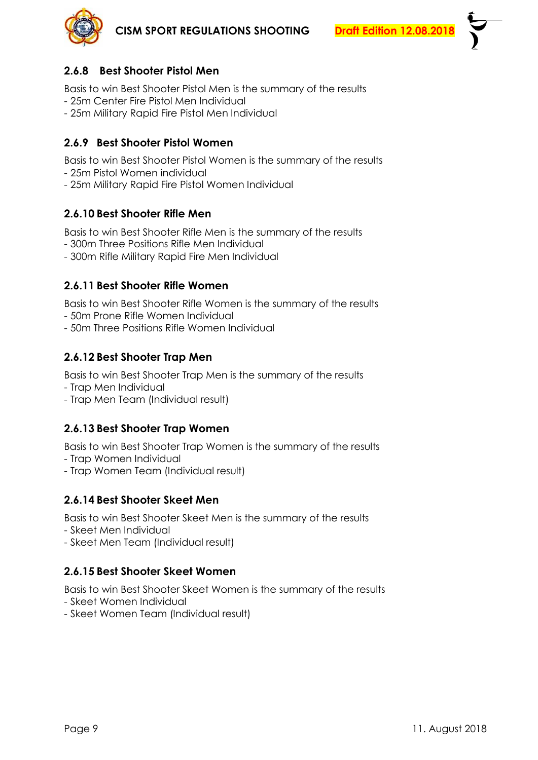### 2.6.8 Best Shooter Pistol Men

Basis to win Best Shooter Pistol Men is the summary of the results
- 25m Center Fire Pistol Men Individual
- 25m Military Rapid Fire Pistol Men Individual

### 2.6.9 Best Shooter Pistol Women

Basis to win Best Shooter Pistol Women is the summary of the results
- 25m Pistol Women individual
- 25m Military Rapid Fire Pistol Women Individual

### 2.6.10 Best Shooter Rifle Men

Basis to win Best Shooter Rifle Men is the summary of the results
- 300m Three Positions Rifle Men Individual
- 300m Rifle Military Rapid Fire Men Individual

### 2.6.11 Best Shooter Rifle Women

Basis to win Best Shooter Rifle Women is the summary of the results
- 50m Prone Rifle Women Individual
- 50m Three Positions Rifle Women Individual

### 2.6.12 Best Shooter Trap Men

Basis to win Best Shooter Trap Men is the summary of the results
- Trap Men Individual
- Trap Men Team (Individual result)

### 2.6.13 Best Shooter Trap Women

Basis to win Best Shooter Trap Women is the summary of the results
- Trap Women Individual
- Trap Women Team (Individual result)

### 2.6.14 Best Shooter Skeet Men

Basis to win Best Shooter Skeet Men is the summary of the results
- Skeet Men Individual
- Skeet Men Team (Individual result)

### 2.6.15 Best Shooter Skeet Women

Basis to win Best Shooter Skeet Women is the summary of the results
- Skeet Women Individual
- Skeet Women Team (Individual result)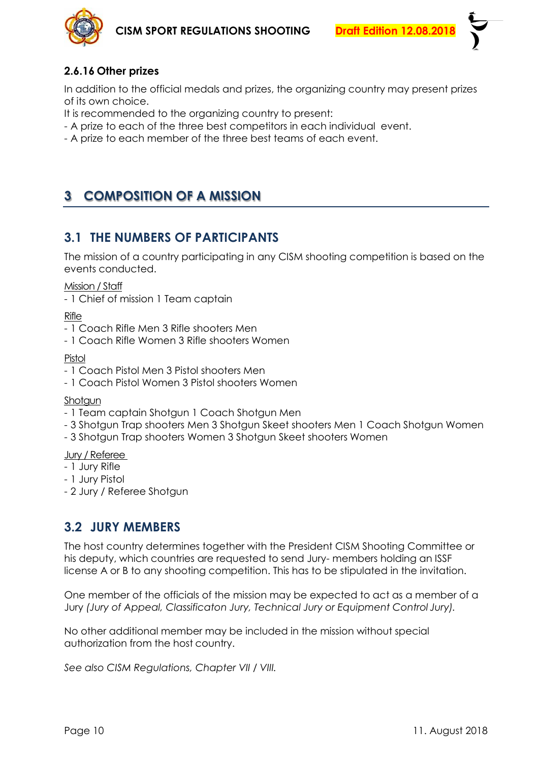### 2.6.16 Other prizes

In addition to the official medals and prizes, the organizing country may present prizes of its own choice.
It is recommended to the organizing country to present:
- A prize to each of the three best competitors in each individual event.
- A prize to each member of the three best teams of each event.

# 3 COMPOSITION OF A MISSION

## 3.1 THE NUMBERS OF PARTICIPANTS

The mission of a country participating in any CISM shooting competition is based on the events conducted.

<u>Mission / Staff</u>
- 1 Chief of mission 1 Team captain

<u>Rifle</u>
- 1 Coach Rifle Men 3 Rifle shooters Men
- 1 Coach Rifle Women 3 Rifle shooters Women

<u>Pistol</u>
- 1 Coach Pistol Men 3 Pistol shooters Men
- 1 Coach Pistol Women 3 Pistol shooters Women

<u>Shotgun</u>
- 1 Team captain Shotgun 1 Coach Shotgun Men
- 3 Shotgun Trap shooters Men 3 Shotgun Skeet shooters Men 1 Coach Shotgun Women
- 3 Shotgun Trap shooters Women 3 Shotgun Skeet shooters Women

<u>Jury / Referee</u>
- 1 Jury Rifle
- 1 Jury Pistol
- 2 Jury / Referee Shotgun

## 3.2 JURY MEMBERS

The host country determines together with the President CISM Shooting Committee or his deputy, which countries are requested to send Jury- members holding an ISSF license A or B to any shooting competition. This has to be stipulated in the invitation.

One member of the officials of the mission may be expected to act as a member of a Jury *(Jury of Appeal, Classificaton Jury, Technical Jury or Equipment Control Jury).*

No other additional member may be included in the mission without special authorization from the host country.

*See also CISM Regulations, Chapter VII / VIII.*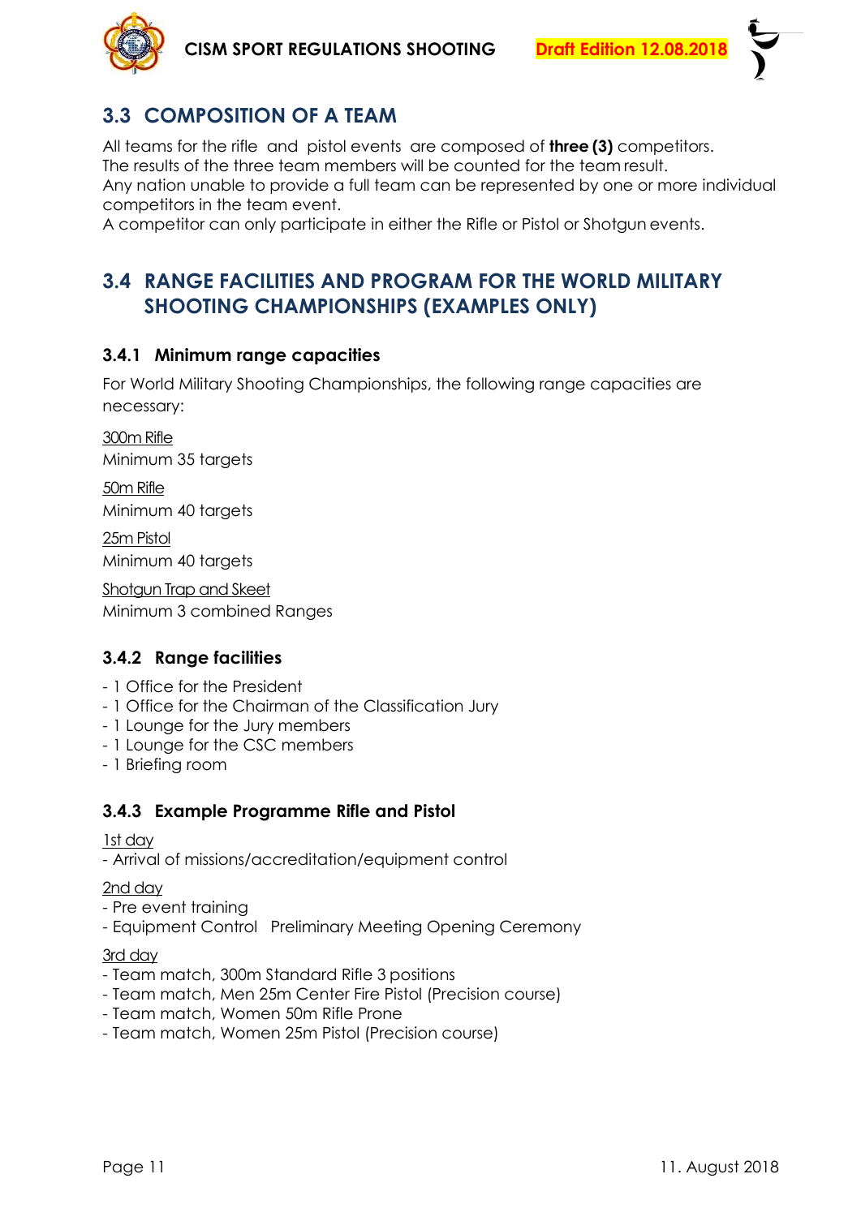## 3.3 COMPOSITION OF A TEAM

All teams for the rifle and pistol events are composed of **three (3)** competitors.
The results of the three team members will be counted for the team result.
Any nation unable to provide a full team can be represented by one or more individual competitors in the team event.
A competitor can only participate in either the Rifle or Pistol or Shotgun events.

## 3.4 RANGE FACILITIES AND PROGRAM FOR THE WORLD MILITARY SHOOTING CHAMPIONSHIPS (EXAMPLES ONLY)

### 3.4.1 Minimum range capacities

For World Military Shooting Championships, the following range capacities are necessary:

<u>300m Rifle</u>
Minimum 35 targets

<u>50m Rifle</u>
Minimum 40 targets

<u>25m Pistol</u>
Minimum 40 targets

<u>Shotgun Trap and Skeet</u>
Minimum 3 combined Ranges

### 3.4.2 Range facilities

- 1 Office for the President
- 1 Office for the Chairman of the Classification Jury
- 1 Lounge for the Jury members
- 1 Lounge for the CSC members
- 1 Briefing room

### 3.4.3 Example Programme Rifle and Pistol

<u>1st day</u>
- Arrival of missions/accreditation/equipment control

<u>2nd day</u>
- Pre event training
- Equipment Control Preliminary Meeting Opening Ceremony

<u>3rd day</u>
- Team match, 300m Standard Rifle 3 positions
- Team match, Men 25m Center Fire Pistol (Precision course)
- Team match, Women 50m Rifle Prone
- Team match, Women 25m Pistol (Precision course)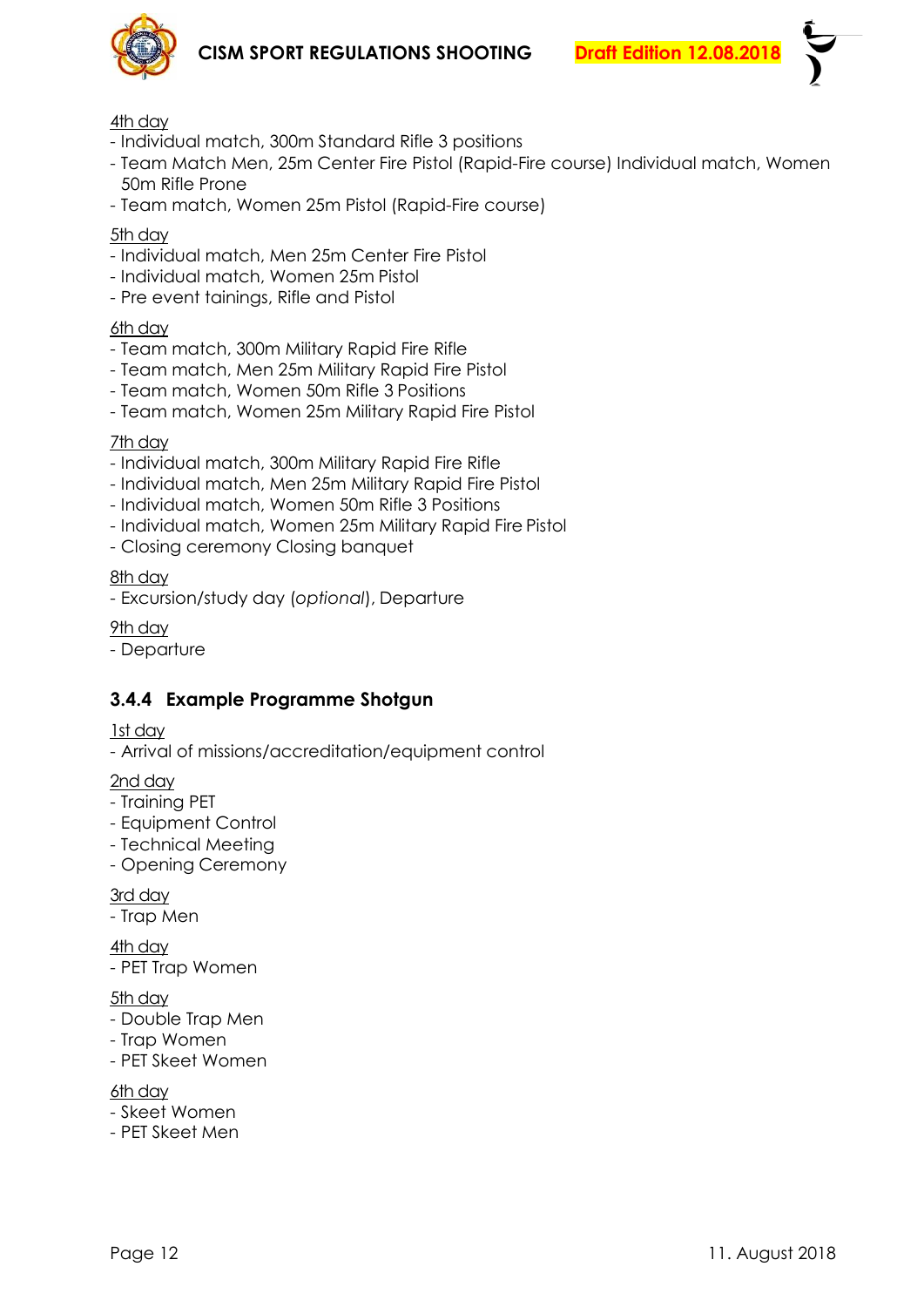<u>4th day</u>

- Individual match, 300m Standard Rifle 3 positions
- Team Match Men, 25m Center Fire Pistol (Rapid-Fire course) Individual match, Women 50m Rifle Prone
- Team match, Women 25m Pistol (Rapid-Fire course)

<u>5th day</u>

- Individual match, Men 25m Center Fire Pistol
- Individual match, Women 25m Pistol
- Pre event tainings, Rifle and Pistol

<u>6th day</u>

- Team match, 300m Military Rapid Fire Rifle
- Team match, Men 25m Military Rapid Fire Pistol
- Team match, Women 50m Rifle 3 Positions
- Team match, Women 25m Military Rapid Fire Pistol

<u>7th day</u>

- Individual match, 300m Military Rapid Fire Rifle
- Individual match, Men 25m Military Rapid Fire Pistol
- Individual match, Women 50m Rifle 3 Positions
- Individual match, Women 25m Military Rapid Fire Pistol
- Closing ceremony Closing banquet

<u>8th day</u>

- Excursion/study day (*optional*), Departure

<u>9th day</u>

- Departure

### 3.4.4 Example Programme Shotgun

<u>1st day</u>

- Arrival of missions/accreditation/equipment control

<u>2nd day</u>

- Training PET
- Equipment Control
- Technical Meeting
- Opening Ceremony

<u>3rd day</u>

- Trap Men

<u>4th day</u>

- PET Trap Women

<u>5th day</u>

- Double Trap Men
- Trap Women
- PET Skeet Women

<u>6th day</u>

- Skeet Women
- PET Skeet Men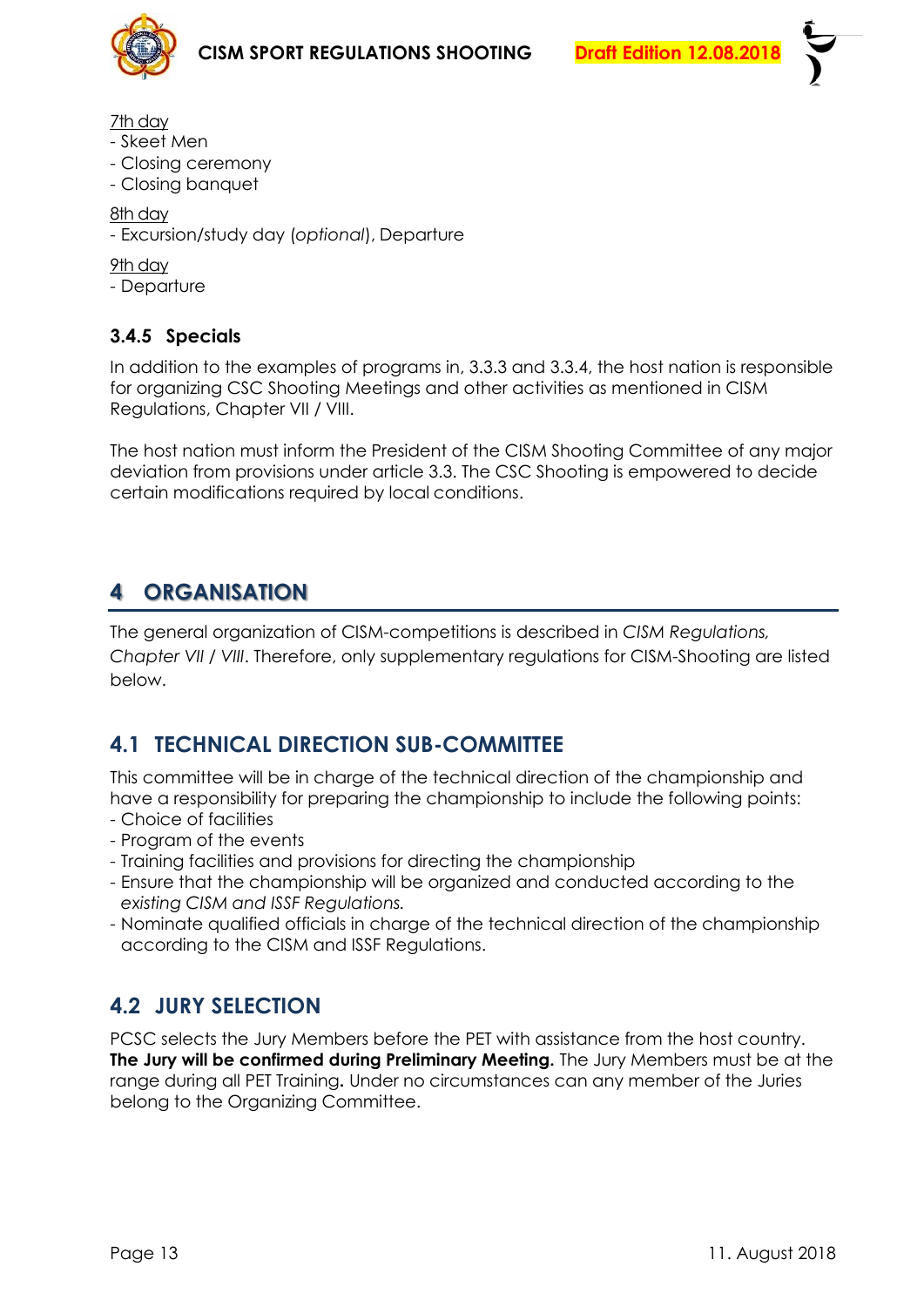7th day
- Skeet Men
- Closing ceremony
- Closing banquet

8th day
- Excursion/study day (*optional*), Departure

9th day
- Departure

### 3.4.5 Specials

In addition to the examples of programs in, 3.3.3 and 3.3.4, the host nation is responsible for organizing CSC Shooting Meetings and other activities as mentioned in CISM Regulations, Chapter VII / VIII.

The host nation must inform the President of the CISM Shooting Committee of any major deviation from provisions under article 3.3. The CSC Shooting is empowered to decide certain modifications required by local conditions.

# 4 ORGANISATION

The general organization of CISM-competitions is described in *CISM Regulations, Chapter VII / VIII*. Therefore, only supplementary regulations for CISM-Shooting are listed below.

## 4.1 TECHNICAL DIRECTION SUB-COMMITTEE

This committee will be in charge of the technical direction of the championship and have a responsibility for preparing the championship to include the following points:
- Choice of facilities
- Program of the events
- Training facilities and provisions for directing the championship
- Ensure that the championship will be organized and conducted according to the *existing CISM and ISSF Regulations.*
- Nominate qualified officials in charge of the technical direction of the championship according to the CISM and ISSF Regulations.

## 4.2 JURY SELECTION

PCSC selects the Jury Members before the PET with assistance from the host country. **The Jury will be confirmed during Preliminary Meeting.** The Jury Members must be at the range during all PET Training**.** Under no circumstances can any member of the Juries belong to the Organizing Committee.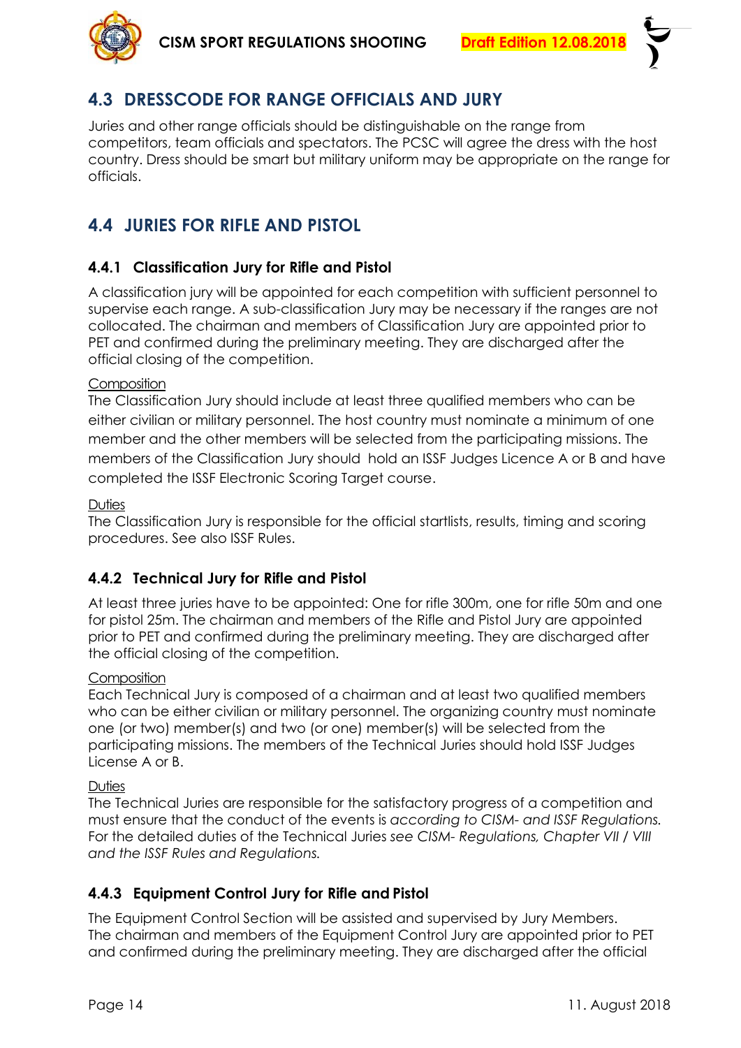## 4.3 DRESSCODE FOR RANGE OFFICIALS AND JURY

Juries and other range officials should be distinguishable on the range from competitors, team officials and spectators. The PCSC will agree the dress with the host country. Dress should be smart but military uniform may be appropriate on the range for officials.

## 4.4 JURIES FOR RIFLE AND PISTOL

### 4.4.1 Classification Jury for Rifle and Pistol

A classification jury will be appointed for each competition with sufficient personnel to supervise each range. A sub-classification Jury may be necessary if the ranges are not collocated. The chairman and members of Classification Jury are appointed prior to PET and confirmed during the preliminary meeting. They are discharged after the official closing of the competition.

Composition

The Classification Jury should include at least three qualified members who can be either civilian or military personnel. The host country must nominate a minimum of one member and the other members will be selected from the participating missions. The members of the Classification Jury should hold an ISSF Judges Licence A or B and have completed the ISSF Electronic Scoring Target course.

Duties

The Classification Jury is responsible for the official startlists, results, timing and scoring procedures. See also ISSF Rules.

### 4.4.2 Technical Jury for Rifle and Pistol

At least three juries have to be appointed: One for rifle 300m, one for rifle 50m and one for pistol 25m. The chairman and members of the Rifle and Pistol Jury are appointed prior to PET and confirmed during the preliminary meeting. They are discharged after the official closing of the competition.

Composition

Each Technical Jury is composed of a chairman and at least two qualified members who can be either civilian or military personnel. The organizing country must nominate one (or two) member(s) and two (or one) member(s) will be selected from the participating missions. The members of the Technical Juries should hold ISSF Judges License A or B.

Duties

The Technical Juries are responsible for the satisfactory progress of a competition and must ensure that the conduct of the events is *according to CISM- and ISSF Regulations.* For the detailed duties of the Technical Juries *see CISM- Regulations, Chapter VII / VIII and the ISSF Rules and Regulations.*

### 4.4.3 Equipment Control Jury for Rifle and Pistol

The Equipment Control Section will be assisted and supervised by Jury Members. The chairman and members of the Equipment Control Jury are appointed prior to PET and confirmed during the preliminary meeting. They are discharged after the official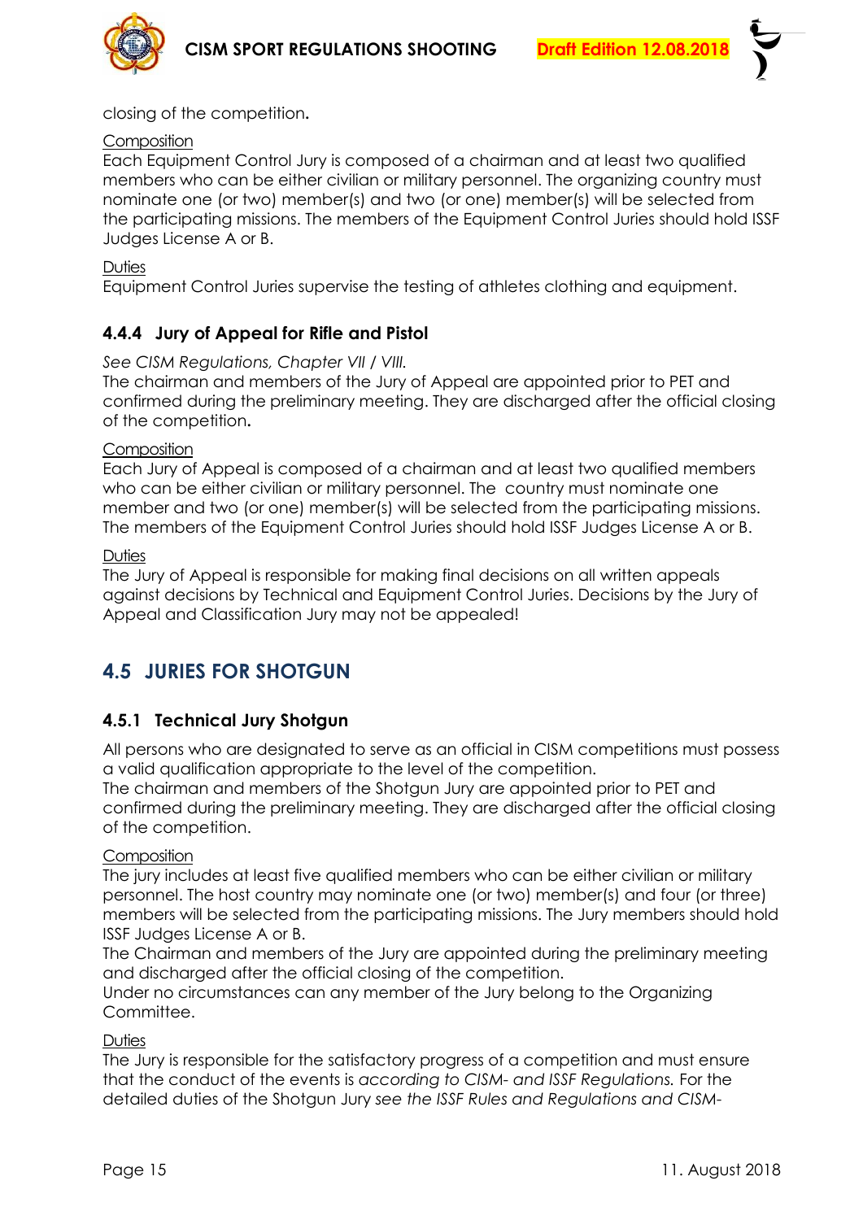closing of the competition**.**

Composition
Each Equipment Control Jury is composed of a chairman and at least two qualified members who can be either civilian or military personnel. The organizing country must nominate one (or two) member(s) and two (or one) member(s) will be selected from the participating missions. The members of the Equipment Control Juries should hold ISSF Judges License A or B.

Duties
Equipment Control Juries supervise the testing of athletes clothing and equipment.

### 4.4.4 Jury of Appeal for Rifle and Pistol

*See CISM Regulations, Chapter VII / VIII.*
The chairman and members of the Jury of Appeal are appointed prior to PET and confirmed during the preliminary meeting. They are discharged after the official closing of the competition**.**

Composition
Each Jury of Appeal is composed of a chairman and at least two qualified members who can be either civilian or military personnel. The  country must nominate one member and two (or one) member(s) will be selected from the participating missions. The members of the Equipment Control Juries should hold ISSF Judges License A or B.

Duties
The Jury of Appeal is responsible for making final decisions on all written appeals against decisions by Technical and Equipment Control Juries. Decisions by the Jury of Appeal and Classification Jury may not be appealed!

## 4.5 JURIES FOR SHOTGUN

### 4.5.1 Technical Jury Shotgun

All persons who are designated to serve as an official in CISM competitions must possess a valid qualification appropriate to the level of the competition.
The chairman and members of the Shotgun Jury are appointed prior to PET and confirmed during the preliminary meeting. They are discharged after the official closing of the competition.

Composition
The jury includes at least five qualified members who can be either civilian or military personnel. The host country may nominate one (or two) member(s) and four (or three) members will be selected from the participating missions. The Jury members should hold ISSF Judges License A or B.
The Chairman and members of the Jury are appointed during the preliminary meeting and discharged after the official closing of the competition.
Under no circumstances can any member of the Jury belong to the Organizing Committee.

Duties
The Jury is responsible for the satisfactory progress of a competition and must ensure that the conduct of the events is *according to CISM- and ISSF Regulations.* For the detailed duties of the Shotgun Jury *see the ISSF Rules and Regulations and CISM-*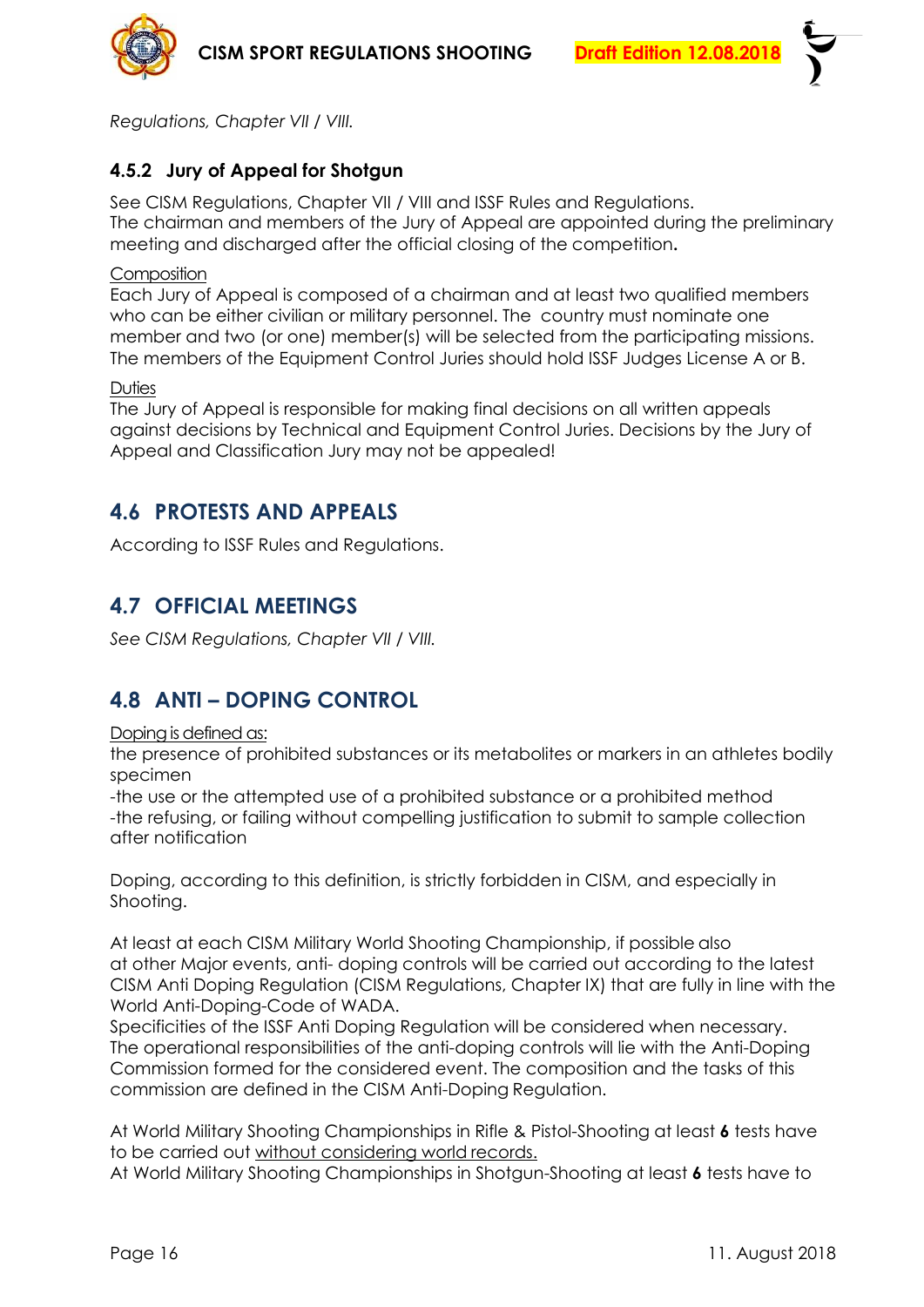*Regulations, Chapter VII / VIII.*

### 4.5.2 Jury of Appeal for Shotgun

See CISM Regulations, Chapter VII / VIII and ISSF Rules and Regulations.
The chairman and members of the Jury of Appeal are appointed during the preliminary meeting and discharged after the official closing of the competition**.**

Composition
Each Jury of Appeal is composed of a chairman and at least two qualified members who can be either civilian or military personnel. The country must nominate one member and two (or one) member(s) will be selected from the participating missions. The members of the Equipment Control Juries should hold ISSF Judges License A or B.

Duties
The Jury of Appeal is responsible for making final decisions on all written appeals against decisions by Technical and Equipment Control Juries. Decisions by the Jury of Appeal and Classification Jury may not be appealed!

## 4.6 PROTESTS AND APPEALS

According to ISSF Rules and Regulations.

## 4.7 OFFICIAL MEETINGS

*See CISM Regulations, Chapter VII / VIII.*

## 4.8 ANTI – DOPING CONTROL

Doping is defined as:
the presence of prohibited substances or its metabolites or markers in an athletes bodily specimen
-the use or the attempted use of a prohibited substance or a prohibited method
-the refusing, or failing without compelling justification to submit to sample collection after notification

Doping, according to this definition, is strictly forbidden in CISM, and especially in Shooting.

At least at each CISM Military World Shooting Championship, if possible also at other Major events, anti- doping controls will be carried out according to the latest CISM Anti Doping Regulation (CISM Regulations, Chapter IX) that are fully in line with the World Anti-Doping-Code of WADA.
Specificities of the ISSF Anti Doping Regulation will be considered when necessary. The operational responsibilities of the anti-doping controls will lie with the Anti-Doping Commission formed for the considered event. The composition and the tasks of this commission are defined in the CISM Anti-Doping Regulation.

At World Military Shooting Championships in Rifle & Pistol-Shooting at least **6** tests have to be carried out without considering world records.
At World Military Shooting Championships in Shotgun-Shooting at least **6** tests have to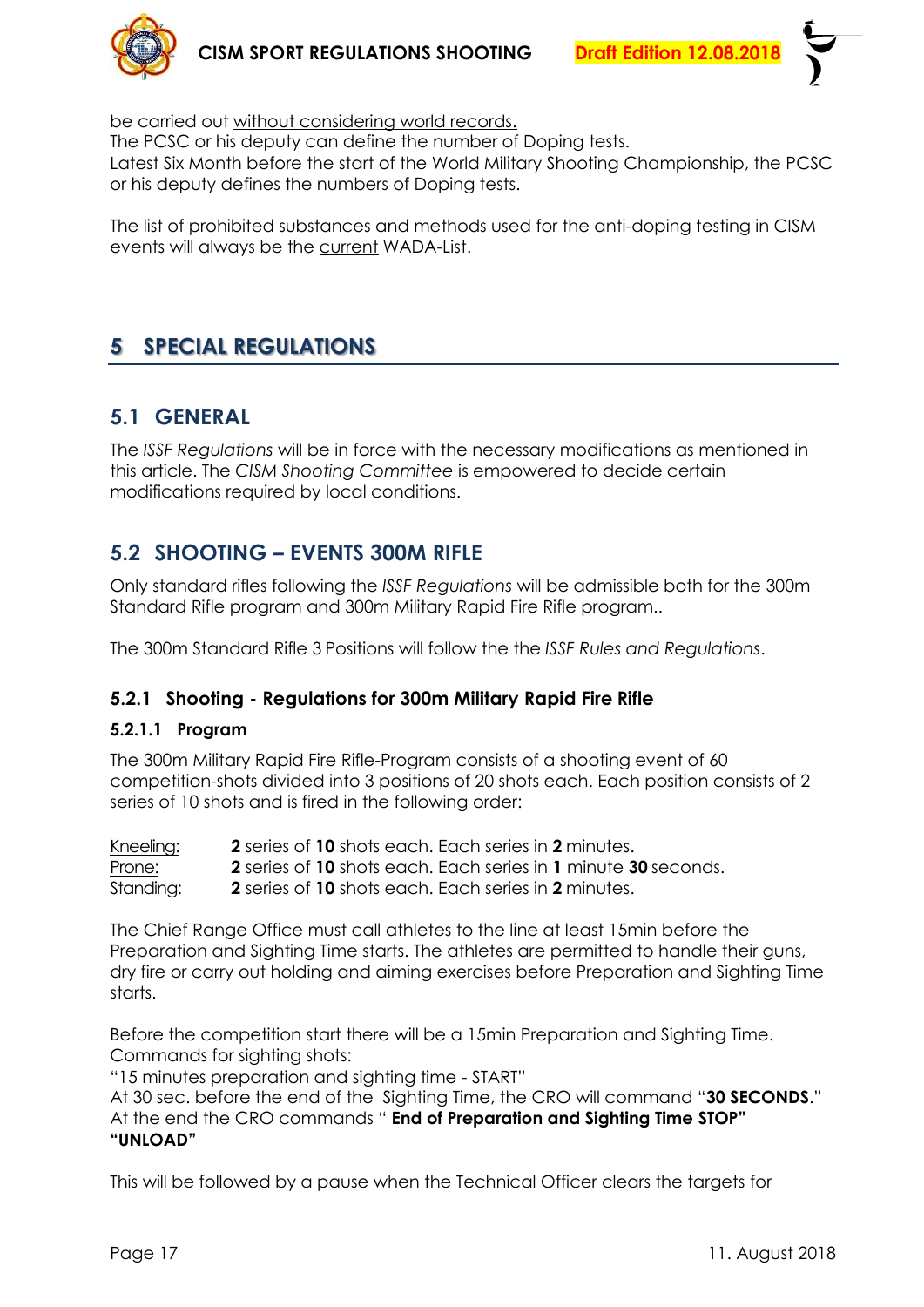be carried out without considering world records.
The PCSC or his deputy can define the number of Doping tests.
Latest Six Month before the start of the World Military Shooting Championship, the PCSC or his deputy defines the numbers of Doping tests.

The list of prohibited substances and methods used for the anti-doping testing in CISM events will always be the current WADA-List.

# 5 SPECIAL REGULATIONS

## 5.1 GENERAL

The *ISSF Regulations* will be in force with the necessary modifications as mentioned in this article. The *CISM Shooting Committee* is empowered to decide certain modifications required by local conditions.

## 5.2 SHOOTING – EVENTS 300M RIFLE

Only standard rifles following the *ISSF Regulations* will be admissible both for the 300m Standard Rifle program and 300m Military Rapid Fire Rifle program..

The 300m Standard Rifle 3 Positions will follow the the *ISSF Rules and Regulations*.

### 5.2.1 Shooting - Regulations for 300m Military Rapid Fire Rifle

#### 5.2.1.1 Program

The 300m Military Rapid Fire Rifle-Program consists of a shooting event of 60 competition-shots divided into 3 positions of 20 shots each. Each position consists of 2 series of 10 shots and is fired in the following order:

Kneeling: **2** series of **10** shots each. Each series in **2** minutes.
Prone: **2** series of **10** shots each. Each series in **1** minute **30** seconds.
Standing: **2** series of **10** shots each. Each series in **2** minutes.

The Chief Range Office must call athletes to the line at least 15min before the Preparation and Sighting Time starts. The athletes are permitted to handle their guns, dry fire or carry out holding and aiming exercises before Preparation and Sighting Time starts.

Before the competition start there will be a 15min Preparation and Sighting Time.
Commands for sighting shots:
"15 minutes preparation and sighting time - START"
At 30 sec. before the end of the Sighting Time, the CRO will command "**30 SECONDS**."
At the end the CRO commands " **End of Preparation and Sighting Time STOP" "UNLOAD"**

This will be followed by a pause when the Technical Officer clears the targets for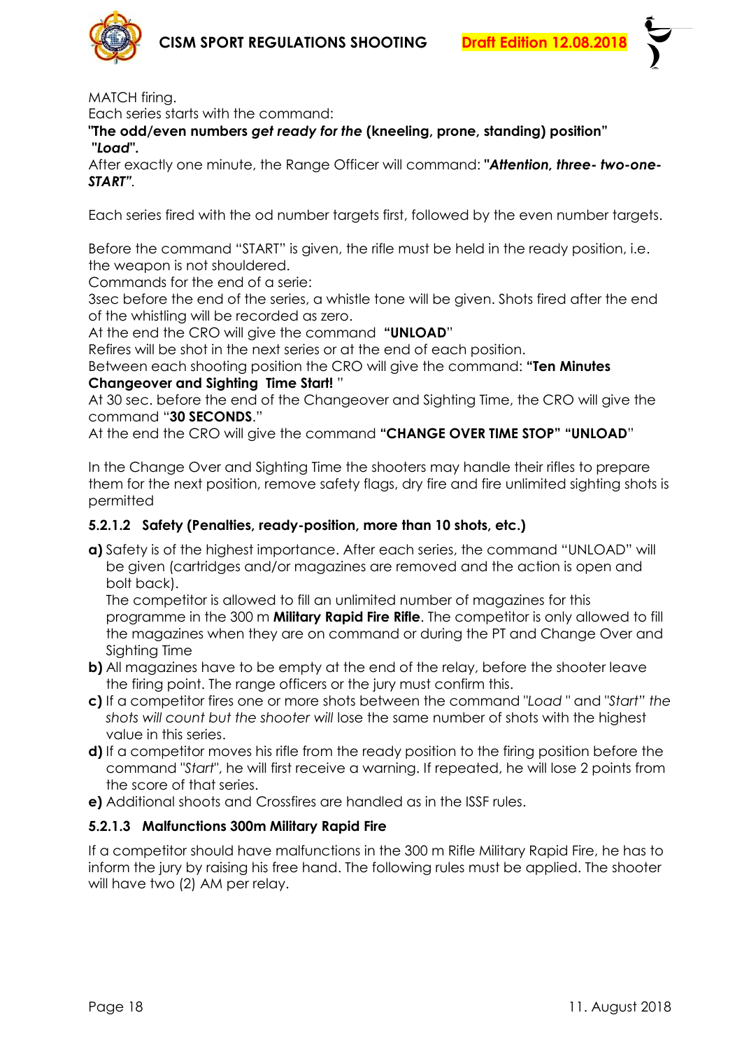MATCH firing.

Each series starts with the command:

**"The odd/even numbers *get ready for the* (kneeling, prone, standing) position"**
**"*Load*".**

After exactly one minute, the Range Officer will command: **"*Attention, three- two-one-START*"**.

Each series fired with the od number targets first, followed by the even number targets.

Before the command "START" is given, the rifle must be held in the ready position, i.e. the weapon is not shouldered.

Commands for the end of a serie:

3sec before the end of the series, a whistle tone will be given. Shots fired after the end of the whistling will be recorded as zero.

At the end the CRO will give the command **"UNLOAD"**

Refires will be shot in the next series or at the end of each position.

Between each shooting position the CRO will give the command: **"Ten Minutes Changeover and Sighting Time Start!"**

At 30 sec. before the end of the Changeover and Sighting Time, the CRO will give the command "**30 SECONDS**."

At the end the CRO will give the command **"CHANGE OVER TIME STOP" "UNLOAD"**

In the Change Over and Sighting Time the shooters may handle their rifles to prepare them for the next position, remove safety flags, dry fire and fire unlimited sighting shots is permitted

#### 5.2.1.2 Safety (Penalties, ready-position, more than 10 shots, etc.)

**a)** Safety is of the highest importance. After each series, the command "UNLOAD" will be given (cartridges and/or magazines are removed and the action is open and bolt back).
The competitor is allowed to fill an unlimited number of magazines for this programme in the 300 m **Military Rapid Fire Rifle**. The competitor is only allowed to fill the magazines when they are on command or during the PT and Change Over and Sighting Time

**b)** All magazines have to be empty at the end of the relay, before the shooter leave the firing point. The range officers or the jury must confirm this.

**c)** If a competitor fires one or more shots between the command "*Load* " and "*Start" the shots will count but the shooter will* lose the same number of shots with the highest value in this series.

**d)** If a competitor moves his rifle from the ready position to the firing position before the command "*Start*", he will first receive a warning. If repeated, he will lose 2 points from the score of that series.

**e)** Additional shoots and Crossfires are handled as in the ISSF rules.

#### 5.2.1.3 Malfunctions 300m Military Rapid Fire

If a competitor should have malfunctions in the 300 m Rifle Military Rapid Fire, he has to inform the jury by raising his free hand. The following rules must be applied. The shooter will have two (2) AM per relay.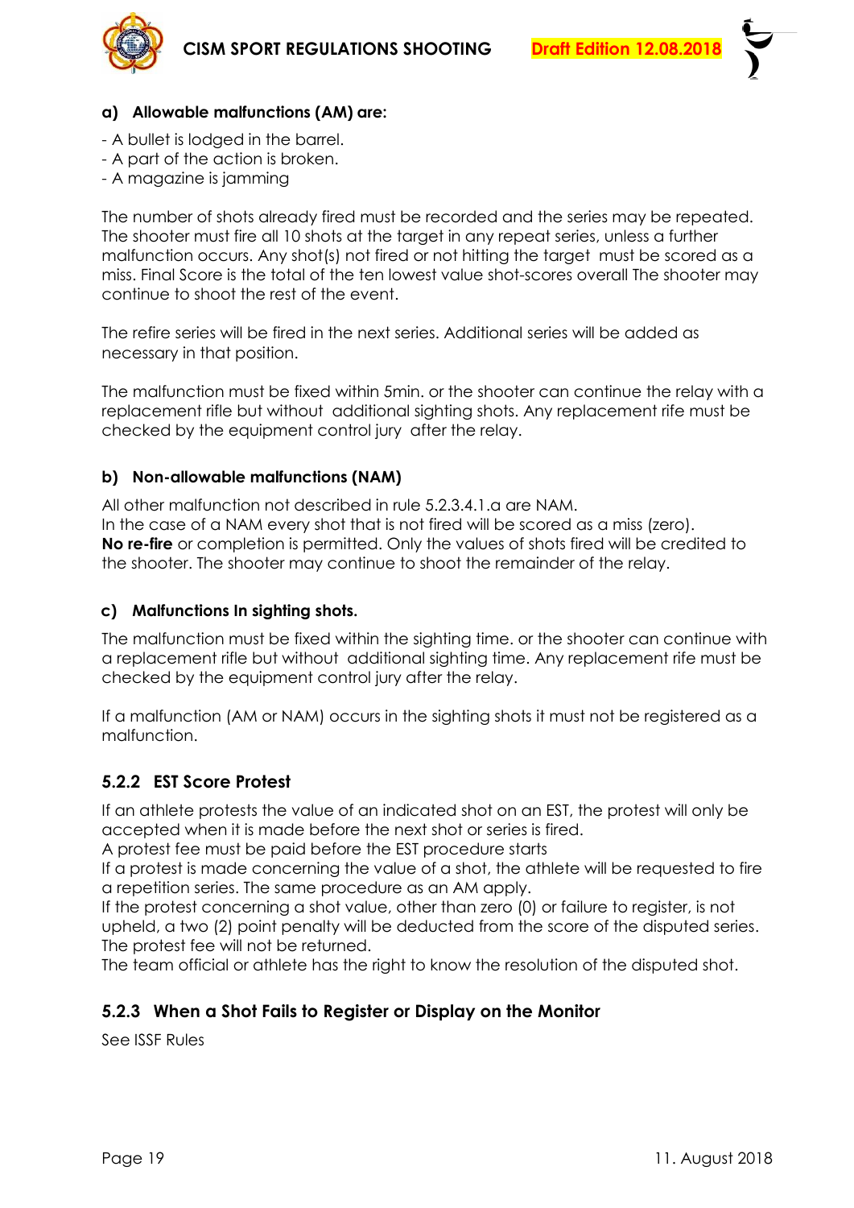### a) Allowable malfunctions (AM) are:

- A bullet is lodged in the barrel.
- A part of the action is broken.
- A magazine is jamming

The number of shots already fired must be recorded and the series may be repeated. The shooter must fire all 10 shots at the target in any repeat series, unless a further malfunction occurs. Any shot(s) not fired or not hitting the target must be scored as a miss. Final Score is the total of the ten lowest value shot-scores overall The shooter may continue to shoot the rest of the event.

The refire series will be fired in the next series. Additional series will be added as necessary in that position.

The malfunction must be fixed within 5min. or the shooter can continue the relay with a replacement rifle but without additional sighting shots. Any replacement rife must be checked by the equipment control jury after the relay.

### b) Non-allowable malfunctions (NAM)

All other malfunction not described in rule 5.2.3.4.1.a are NAM.
In the case of a NAM every shot that is not fired will be scored as a miss (zero).
**No re-fire** or completion is permitted. Only the values of shots fired will be credited to the shooter. The shooter may continue to shoot the remainder of the relay.

### c) Malfunctions In sighting shots.

The malfunction must be fixed within the sighting time. or the shooter can continue with a replacement rifle but without additional sighting time. Any replacement rife must be checked by the equipment control jury after the relay.

If a malfunction (AM or NAM) occurs in the sighting shots it must not be registered as a malfunction.

## 5.2.2 EST Score Protest

If an athlete protests the value of an indicated shot on an EST, the protest will only be accepted when it is made before the next shot or series is fired.
A protest fee must be paid before the EST procedure starts
If a protest is made concerning the value of a shot, the athlete will be requested to fire a repetition series. The same procedure as an AM apply.
If the protest concerning a shot value, other than zero (0) or failure to register, is not upheld, a two (2) point penalty will be deducted from the score of the disputed series. The protest fee will not be returned.
The team official or athlete has the right to know the resolution of the disputed shot.

## 5.2.3 When a Shot Fails to Register or Display on the Monitor

See ISSF Rules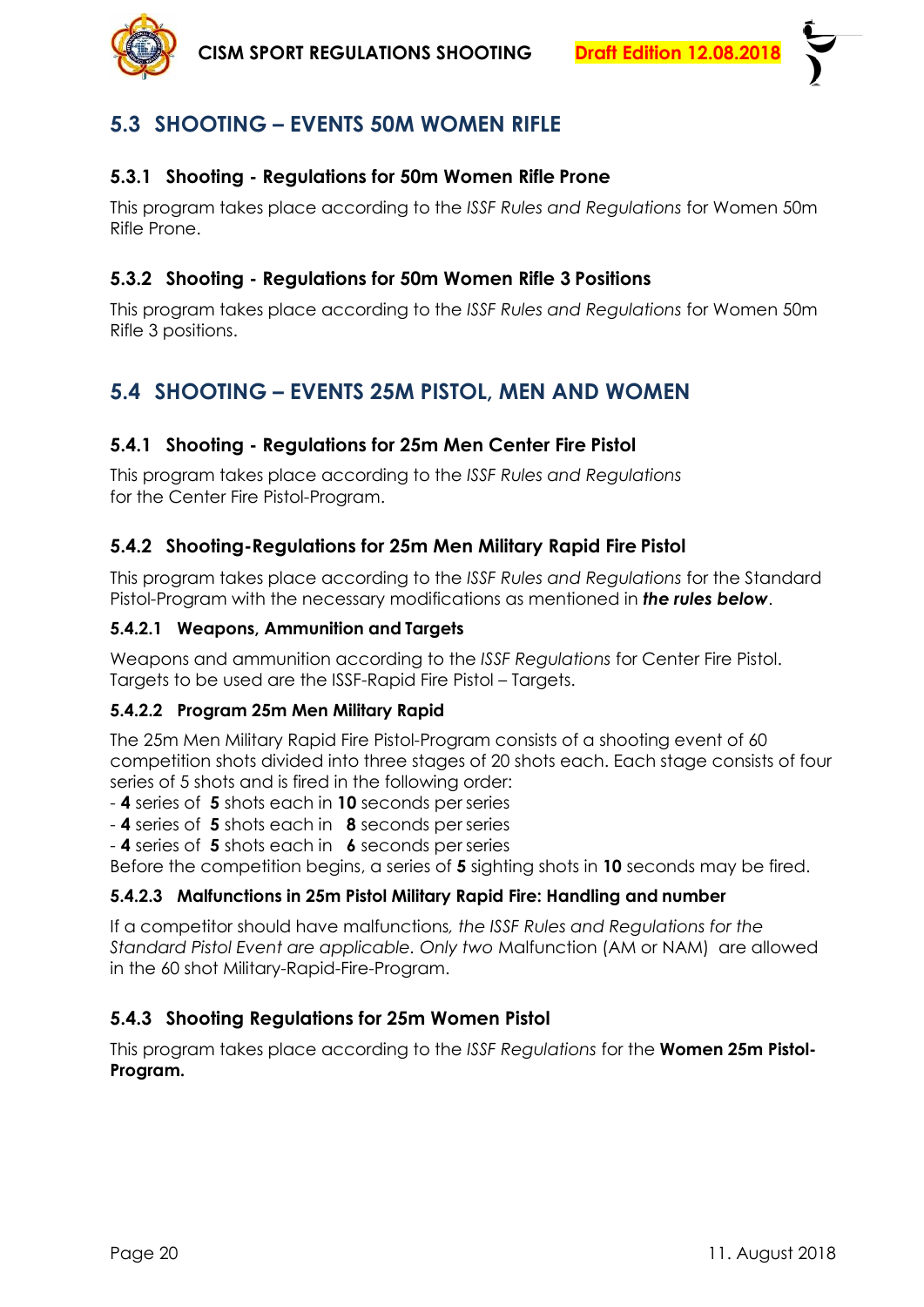## 5.3 SHOOTING – EVENTS 50M WOMEN RIFLE

### 5.3.1 Shooting - Regulations for 50m Women Rifle Prone

This program takes place according to the *ISSF Rules and Regulations* for Women 50m Rifle Prone.

### 5.3.2 Shooting - Regulations for 50m Women Rifle 3 Positions

This program takes place according to the *ISSF Rules and Regulations* for Women 50m Rifle 3 positions.

## 5.4 SHOOTING – EVENTS 25M PISTOL, MEN AND WOMEN

### 5.4.1 Shooting - Regulations for 25m Men Center Fire Pistol

This program takes place according to the *ISSF Rules and Regulations* for the Center Fire Pistol-Program.

### 5.4.2 Shooting-Regulations for 25m Men Military Rapid Fire Pistol

This program takes place according to the *ISSF Rules and Regulations* for the Standard Pistol-Program with the necessary modifications as mentioned in ***the rules below***.

#### 5.4.2.1 Weapons, Ammunition and Targets

Weapons and ammunition according to the *ISSF Regulations* for Center Fire Pistol. Targets to be used are the ISSF-Rapid Fire Pistol – Targets.

#### 5.4.2.2 Program 25m Men Military Rapid

The 25m Men Military Rapid Fire Pistol-Program consists of a shooting event of 60 competition shots divided into three stages of 20 shots each. Each stage consists of four series of 5 shots and is fired in the following order:

- **4** series of **5** shots each in **10** seconds per series
- **4** series of **5** shots each in **8** seconds per series
- **4** series of **5** shots each in **6** seconds per series

Before the competition begins, a series of **5** sighting shots in **10** seconds may be fired.

#### 5.4.2.3 Malfunctions in 25m Pistol Military Rapid Fire: Handling and number

If a competitor should have malfunctions, *the ISSF Rules and Regulations for the Standard Pistol Event are applicable*. *Only two* Malfunction (AM or NAM) are allowed in the 60 shot Military-Rapid-Fire-Program.

### 5.4.3 Shooting Regulations for 25m Women Pistol

This program takes place according to the *ISSF Regulations* for the **Women 25m Pistol-Program.**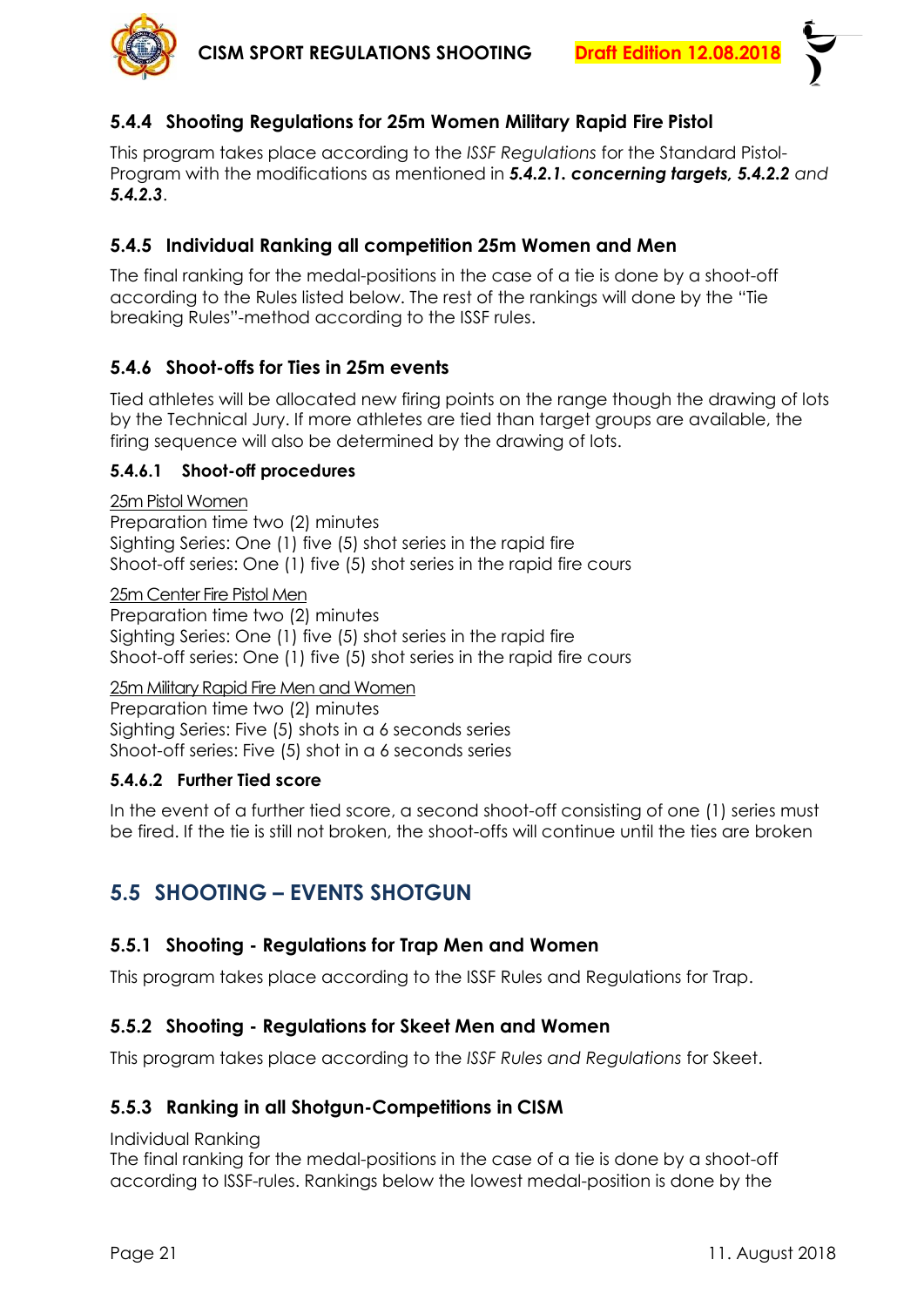### 5.4.4 Shooting Regulations for 25m Women Military Rapid Fire Pistol

This program takes place according to the *ISSF Regulations* for the Standard Pistol-Program with the modifications as mentioned in ***5.4.2.1. concerning targets, 5.4.2.2*** *and* ***5.4.2.3***.

### 5.4.5 Individual Ranking all competition 25m Women and Men

The final ranking for the medal-positions in the case of a tie is done by a shoot-off according to the Rules listed below. The rest of the rankings will done by the "Tie breaking Rules"-method according to the ISSF rules.

### 5.4.6 Shoot-offs for Ties in 25m events

Tied athletes will be allocated new firing points on the range though the drawing of lots by the Technical Jury. If more athletes are tied than target groups are available, the firing sequence will also be determined by the drawing of lots.

#### 5.4.6.1 Shoot-off procedures

<u>25m Pistol Women</u>
Preparation time two (2) minutes
Sighting Series: One (1) five (5) shot series in the rapid fire
Shoot-off series: One (1) five (5) shot series in the rapid fire cours

<u>25m Center Fire Pistol Men</u>
Preparation time two (2) minutes
Sighting Series: One (1) five (5) shot series in the rapid fire
Shoot-off series: One (1) five (5) shot series in the rapid fire cours

<u>25m Military Rapid Fire Men and Women</u>
Preparation time two (2) minutes
Sighting Series: Five (5) shots in a 6 seconds series
Shoot-off series: Five (5) shot in a 6 seconds series

#### 5.4.6.2 Further Tied score

In the event of a further tied score, a second shoot-off consisting of one (1) series must be fired. If the tie is still not broken, the shoot-offs will continue until the ties are broken

## 5.5 SHOOTING – EVENTS SHOTGUN

### 5.5.1 Shooting - Regulations for Trap Men and Women

This program takes place according to the ISSF Rules and Regulations for Trap.

### 5.5.2 Shooting - Regulations for Skeet Men and Women

This program takes place according to the *ISSF Rules and Regulations* for Skeet.

### 5.5.3 Ranking in all Shotgun-Competitions in CISM

Individual Ranking
The final ranking for the medal-positions in the case of a tie is done by a shoot-off according to ISSF-rules. Rankings below the lowest medal-position is done by the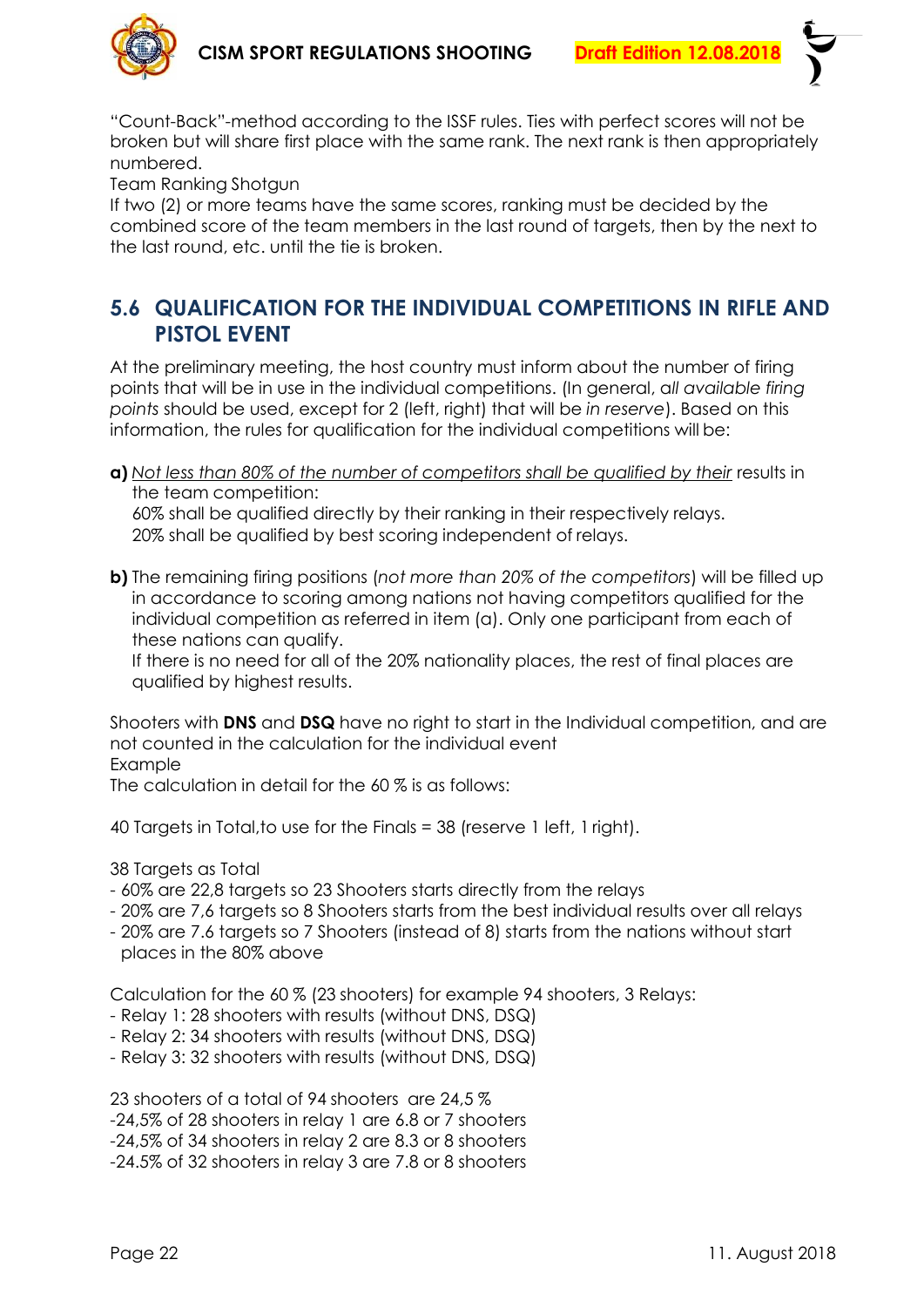"Count-Back"-method according to the ISSF rules. Ties with perfect scores will not be broken but will share first place with the same rank. The next rank is then appropriately numbered.

Team Ranking Shotgun

If two (2) or more teams have the same scores, ranking must be decided by the combined score of the team members in the last round of targets, then by the next to the last round, etc. until the tie is broken.

## 5.6 QUALIFICATION FOR THE INDIVIDUAL COMPETITIONS IN RIFLE AND PISTOL EVENT

At the preliminary meeting, the host country must inform about the number of firing points that will be in use in the individual competitions. (In general, *all available firing points* should be used, except for 2 (left, right) that will be *in reserve*). Based on this information, the rules for qualification for the individual competitions will be:

**a)** _Not less than 80% of the number of competitors shall be qualified by their_ results in the team competition:
60% shall be qualified directly by their ranking in their respectively relays.
20% shall be qualified by best scoring independent of relays.

**b)** The remaining firing positions (*not more than 20% of the competitors*) will be filled up in accordance to scoring among nations not having competitors qualified for the individual competition as referred in item (a). Only one participant from each of these nations can qualify.
If there is no need for all of the 20% nationality places, the rest of final places are qualified by highest results.

Shooters with **DNS** and **DSQ** have no right to start in the Individual competition, and are not counted in the calculation for the individual event

Example

The calculation in detail for the 60 % is as follows:

40 Targets in Total,to use for the Finals = 38 (reserve 1 left, 1 right).

38 Targets as Total

- 60% are 22,8 targets so 23 Shooters starts directly from the relays
- 20% are 7,6 targets so 8 Shooters starts from the best individual results over all relays
- 20% are 7.6 targets so 7 Shooters (instead of 8) starts from the nations without start places in the 80% above

Calculation for the 60 % (23 shooters) for example 94 shooters, 3 Relays:

- Relay 1: 28 shooters with results (without DNS, DSQ)
- Relay 2: 34 shooters with results (without DNS, DSQ)
- Relay 3: 32 shooters with results (without DNS, DSQ)

23 shooters of a total of 94 shooters are 24,5 %

-24,5% of 28 shooters in relay 1 are 6.8 or 7 shooters

-24,5% of 34 shooters in relay 2 are 8.3 or 8 shooters

-24.5% of 32 shooters in relay 3 are 7.8 or 8 shooters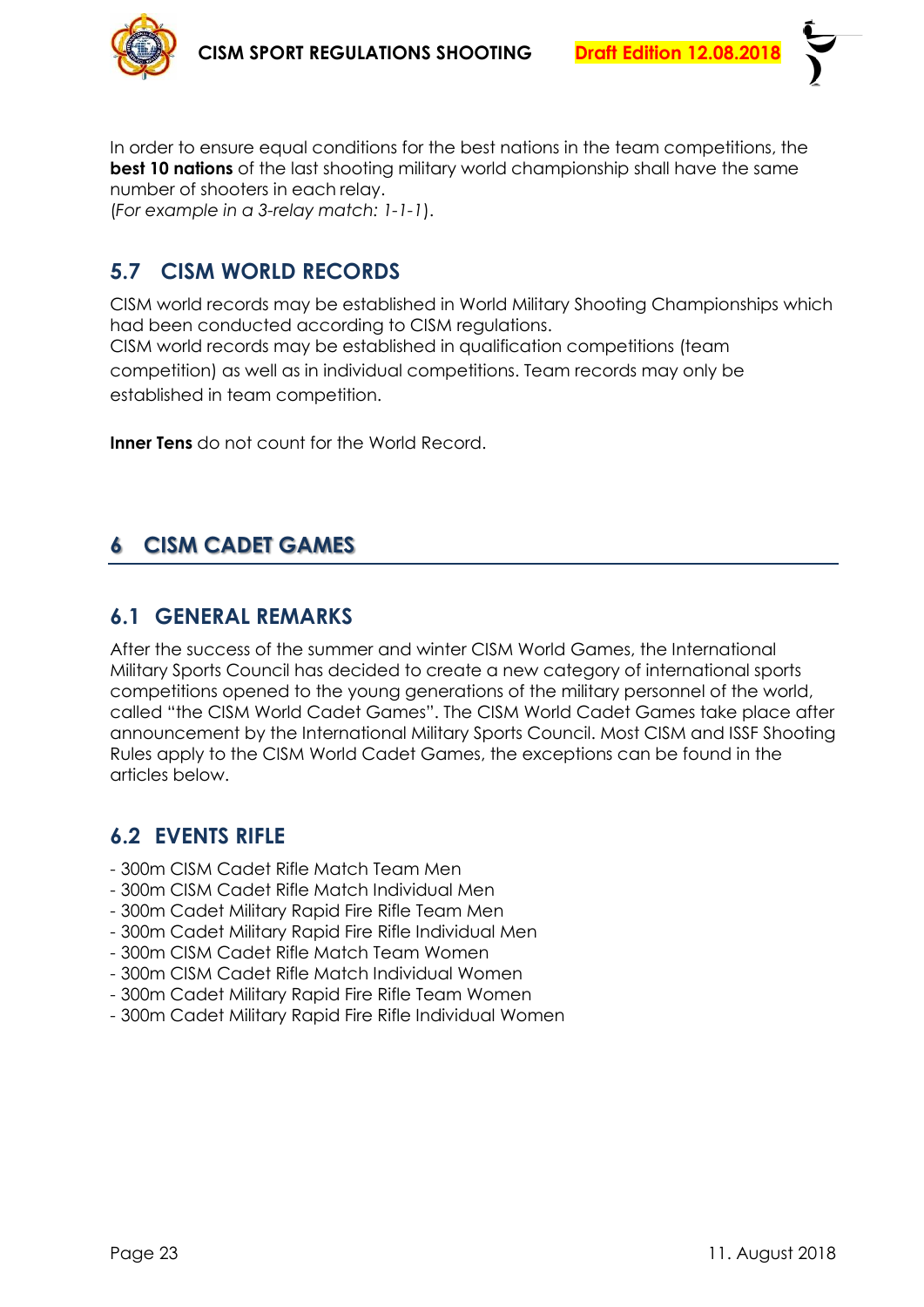In order to ensure equal conditions for the best nations in the team competitions, the **best 10 nations** of the last shooting military world championship shall have the same number of shooters in each relay.
(*For example in a 3-relay match: 1-1-1*).

## 5.7 CISM WORLD RECORDS

CISM world records may be established in World Military Shooting Championships which had been conducted according to CISM regulations.
CISM world records may be established in qualification competitions (team competition) as well as in individual competitions. Team records may only be established in team competition.

**Inner Tens** do not count for the World Record.

# 6 CISM CADET GAMES

## 6.1 GENERAL REMARKS

After the success of the summer and winter CISM World Games, the International Military Sports Council has decided to create a new category of international sports competitions opened to the young generations of the military personnel of the world, called "the CISM World Cadet Games". The CISM World Cadet Games take place after announcement by the International Military Sports Council. Most CISM and ISSF Shooting Rules apply to the CISM World Cadet Games, the exceptions can be found in the articles below.

## 6.2 EVENTS RIFLE

- 300m CISM Cadet Rifle Match Team Men
- 300m CISM Cadet Rifle Match Individual Men
- 300m Cadet Military Rapid Fire Rifle Team Men
- 300m Cadet Military Rapid Fire Rifle Individual Men
- 300m CISM Cadet Rifle Match Team Women
- 300m CISM Cadet Rifle Match Individual Women
- 300m Cadet Military Rapid Fire Rifle Team Women
- 300m Cadet Military Rapid Fire Rifle Individual Women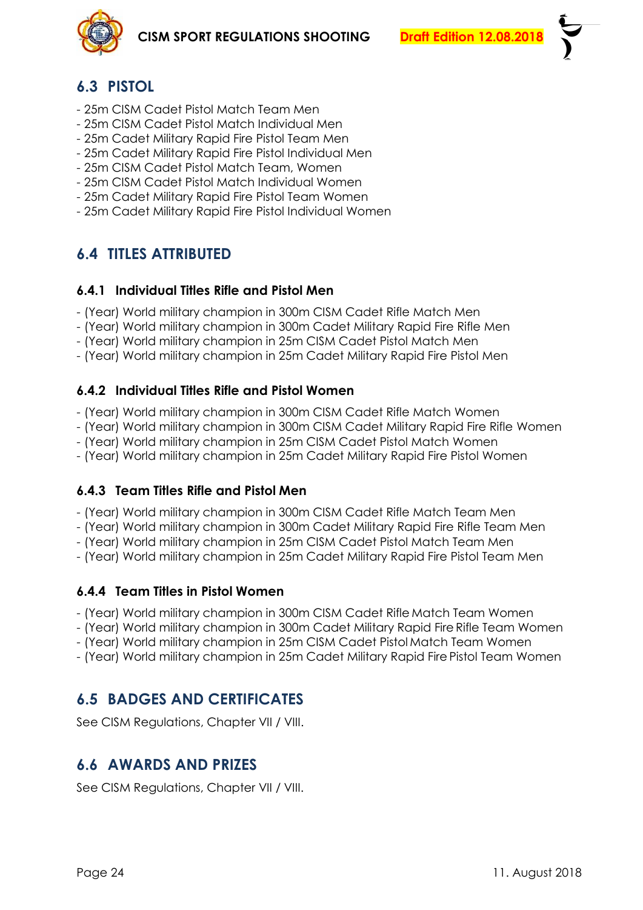## 6.3 PISTOL

- 25m CISM Cadet Pistol Match Team Men
- 25m CISM Cadet Pistol Match Individual Men
- 25m Cadet Military Rapid Fire Pistol Team Men
- 25m Cadet Military Rapid Fire Pistol Individual Men
- 25m CISM Cadet Pistol Match Team, Women
- 25m CISM Cadet Pistol Match Individual Women
- 25m Cadet Military Rapid Fire Pistol Team Women
- 25m Cadet Military Rapid Fire Pistol Individual Women

## 6.4 TITLES ATTRIBUTED

### 6.4.1 Individual Titles Rifle and Pistol Men

- (Year) World military champion in 300m CISM Cadet Rifle Match Men
- (Year) World military champion in 300m CISM Cadet Military Rapid Fire Rifle Men
- (Year) World military champion in 25m CISM Cadet Pistol Match Men
- (Year) World military champion in 25m Cadet Military Rapid Fire Pistol Men

### 6.4.2 Individual Titles Rifle and Pistol Women

- (Year) World military champion in 300m CISM Cadet Rifle Match Women
- (Year) World military champion in 300m CISM Cadet Military Rapid Fire Rifle Women
- (Year) World military champion in 25m CISM Cadet Pistol Match Women
- (Year) World military champion in 25m Cadet Military Rapid Fire Pistol Women

### 6.4.3 Team Titles Rifle and Pistol Men

- (Year) World military champion in 300m CISM Cadet Rifle Match Team Men
- (Year) World military champion in 300m Cadet Military Rapid Fire Rifle Team Men
- (Year) World military champion in 25m CISM Cadet Pistol Match Team Men
- (Year) World military champion in 25m Cadet Military Rapid Fire Pistol Team Men

### 6.4.4 Team Titles in Pistol Women

- (Year) World military champion in 300m CISM Cadet Rifle Match Team Women
- (Year) World military champion in 300m Cadet Military Rapid Fire Rifle Team Women
- (Year) World military champion in 25m CISM Cadet Pistol Match Team Women
- (Year) World military champion in 25m Cadet Military Rapid Fire Pistol Team Women

## 6.5 BADGES AND CERTIFICATES

See CISM Regulations, Chapter VII / VIII.

## 6.6 AWARDS AND PRIZES

See CISM Regulations, Chapter VII / VIII.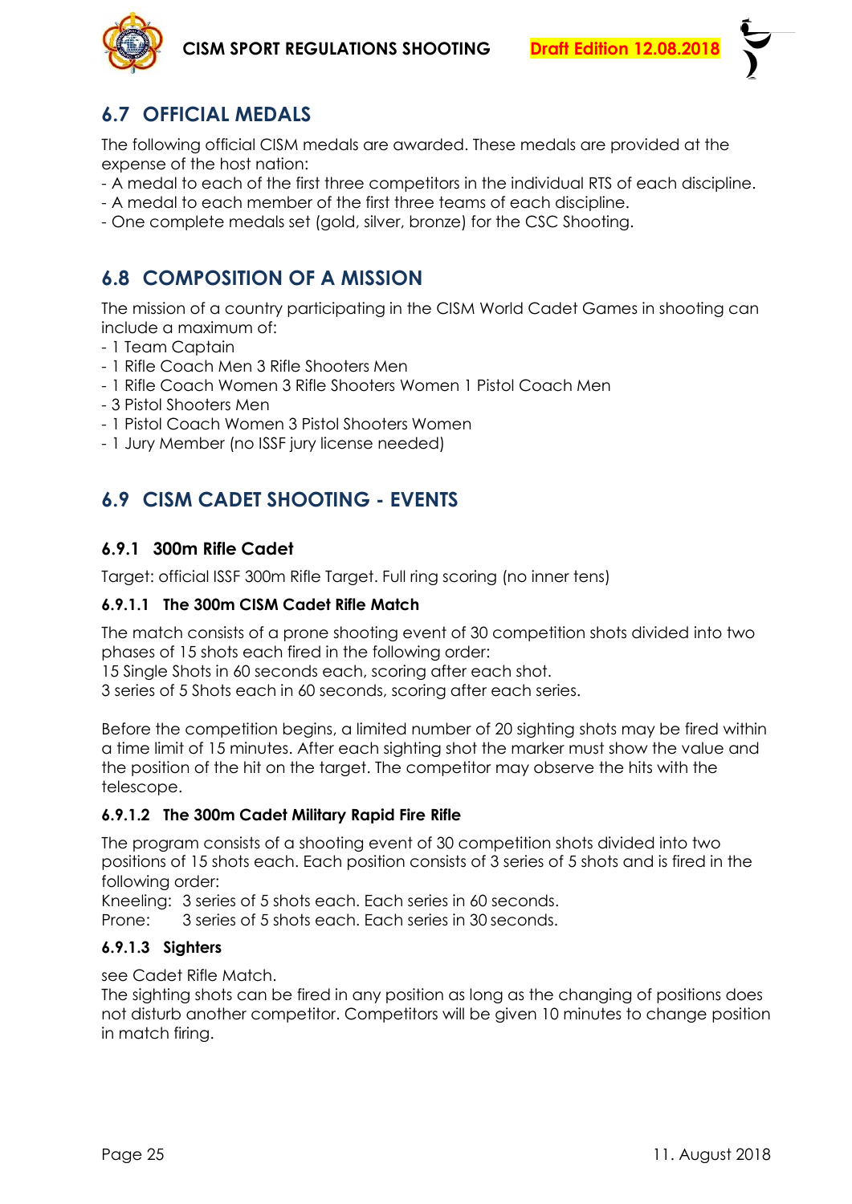## 6.7 OFFICIAL MEDALS

The following official CISM medals are awarded. These medals are provided at the expense of the host nation:

- A medal to each of the first three competitors in the individual RTS of each discipline.
- A medal to each member of the first three teams of each discipline.
- One complete medals set (gold, silver, bronze) for the CSC Shooting.

## 6.8 COMPOSITION OF A MISSION

The mission of a country participating in the CISM World Cadet Games in shooting can include a maximum of:

- 1 Team Captain
- 1 Rifle Coach Men 3 Rifle Shooters Men
- 1 Rifle Coach Women 3 Rifle Shooters Women 1 Pistol Coach Men
- 3 Pistol Shooters Men
- 1 Pistol Coach Women 3 Pistol Shooters Women
- 1 Jury Member (no ISSF jury license needed)

## 6.9 CISM CADET SHOOTING - EVENTS

### 6.9.1 300m Rifle Cadet

Target: official ISSF 300m Rifle Target. Full ring scoring (no inner tens)

#### 6.9.1.1 The 300m CISM Cadet Rifle Match

The match consists of a prone shooting event of 30 competition shots divided into two phases of 15 shots each fired in the following order:
15 Single Shots in 60 seconds each, scoring after each shot.
3 series of 5 Shots each in 60 seconds, scoring after each series.

Before the competition begins, a limited number of 20 sighting shots may be fired within a time limit of 15 minutes. After each sighting shot the marker must show the value and the position of the hit on the target. The competitor may observe the hits with the telescope.

#### 6.9.1.2 The 300m Cadet Military Rapid Fire Rifle

The program consists of a shooting event of 30 competition shots divided into two positions of 15 shots each. Each position consists of 3 series of 5 shots and is fired in the following order:
Kneeling: 3 series of 5 shots each. Each series in 60 seconds.
Prone: 3 series of 5 shots each. Each series in 30 seconds.

#### 6.9.1.3 Sighters

see Cadet Rifle Match.
The sighting shots can be fired in any position as long as the changing of positions does not disturb another competitor. Competitors will be given 10 minutes to change position in match firing.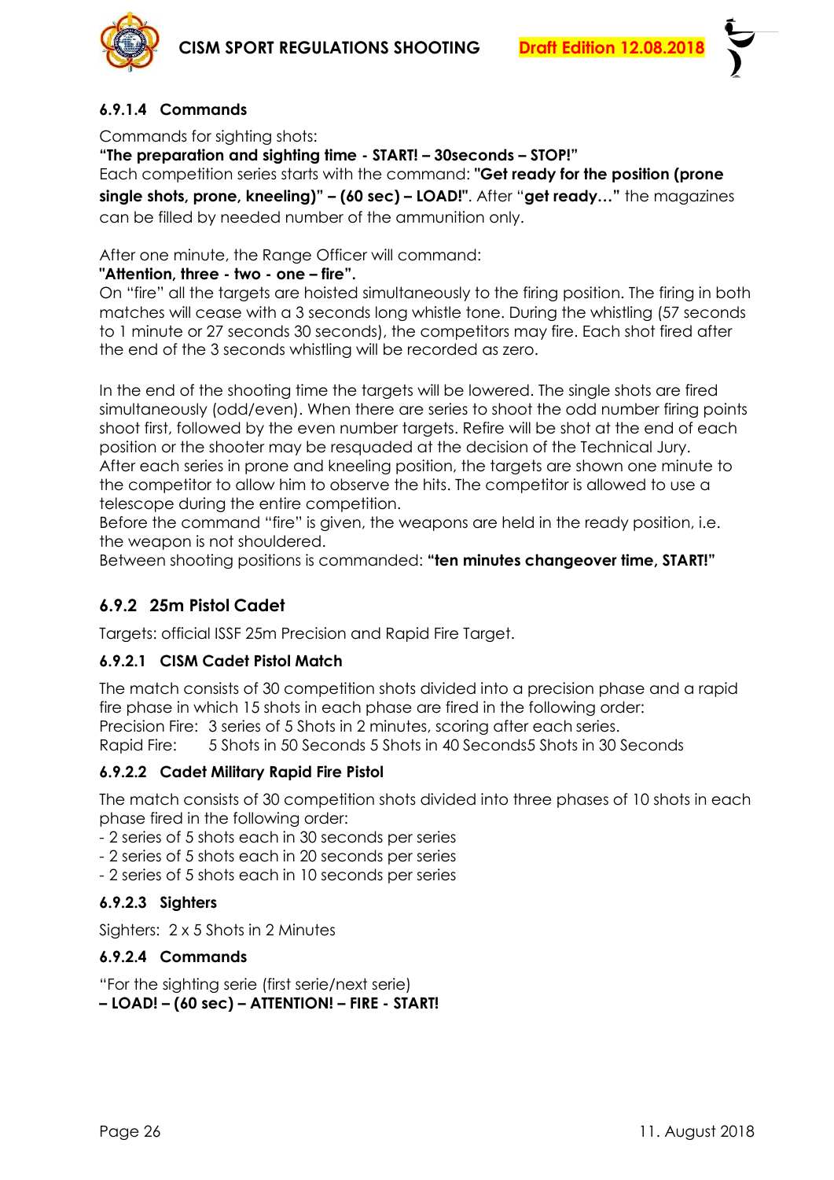#### 6.9.1.4 Commands

Commands for sighting shots:
**"The preparation and sighting time - START! – 30seconds – STOP!"**
Each competition series starts with the command: **"Get ready for the position (prone single shots, prone, kneeling)" – (60 sec) – LOAD!"**. After "**get ready…"** the magazines can be filled by needed number of the ammunition only.

After one minute, the Range Officer will command:
**"Attention, three - two - one – fire".**
On "fire" all the targets are hoisted simultaneously to the firing position. The firing in both matches will cease with a 3 seconds long whistle tone. During the whistling (57 seconds to 1 minute or 27 seconds 30 seconds), the competitors may fire. Each shot fired after the end of the 3 seconds whistling will be recorded as zero.

In the end of the shooting time the targets will be lowered. The single shots are fired simultaneously (odd/even). When there are series to shoot the odd number firing points shoot first, followed by the even number targets. Refire will be shot at the end of each position or the shooter may be resquaded at the decision of the Technical Jury.
After each series in prone and kneeling position, the targets are shown one minute to the competitor to allow him to observe the hits. The competitor is allowed to use a telescope during the entire competition.
Before the command "fire" is given, the weapons are held in the ready position, i.e. the weapon is not shouldered.
Between shooting positions is commanded: **"ten minutes changeover time, START!"**

### 6.9.2 25m Pistol Cadet

Targets: official ISSF 25m Precision and Rapid Fire Target.

#### 6.9.2.1 CISM Cadet Pistol Match

The match consists of 30 competition shots divided into a precision phase and a rapid fire phase in which 15 shots in each phase are fired in the following order:
Precision Fire: 3 series of 5 Shots in 2 minutes, scoring after each series.
Rapid Fire: 5 Shots in 50 Seconds 5 Shots in 40 Seconds5 Shots in 30 Seconds

#### 6.9.2.2 Cadet Military Rapid Fire Pistol

The match consists of 30 competition shots divided into three phases of 10 shots in each phase fired in the following order:
- 2 series of 5 shots each in 30 seconds per series
- 2 series of 5 shots each in 20 seconds per series
- 2 series of 5 shots each in 10 seconds per series

#### 6.9.2.3 Sighters

Sighters: 2 x 5 Shots in 2 Minutes

#### 6.9.2.4 Commands

"For the sighting serie (first serie/next serie)
**– LOAD! – (60 sec) – ATTENTION! – FIRE - START!**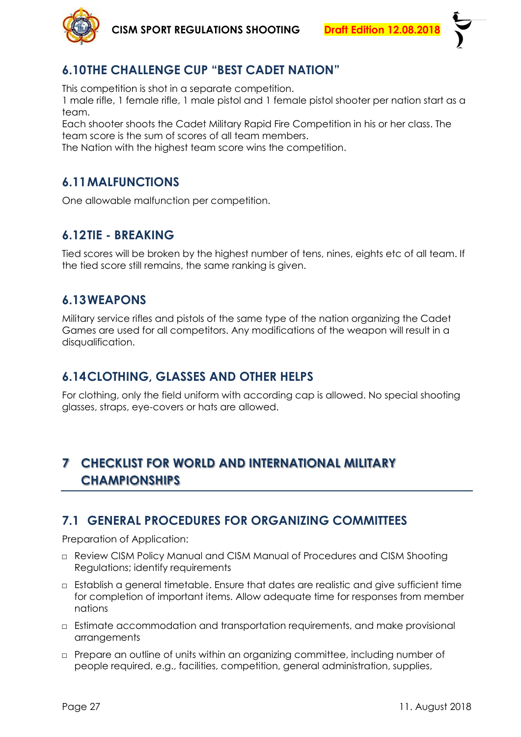## 6.10 THE CHALLENGE CUP "BEST CADET NATION"

This competition is shot in a separate competition.
1 male rifle, 1 female rifle, 1 male pistol and 1 female pistol shooter per nation start as a team.
Each shooter shoots the Cadet Military Rapid Fire Competition in his or her class. The team score is the sum of scores of all team members.
The Nation with the highest team score wins the competition.

## 6.11 MALFUNCTIONS

One allowable malfunction per competition.

## 6.12 TIE - BREAKING

Tied scores will be broken by the highest number of tens, nines, eights etc of all team. If the tied score still remains, the same ranking is given.

## 6.13 WEAPONS

Military service rifles and pistols of the same type of the nation organizing the Cadet Games are used for all competitors. Any modifications of the weapon will result in a disqualification.

## 6.14 CLOTHING, GLASSES AND OTHER HELPS

For clothing, only the field uniform with according cap is allowed. No special shooting glasses, straps, eye-covers or hats are allowed.

# 7 CHECKLIST FOR WORLD AND INTERNATIONAL MILITARY CHAMPIONSHIPS

## 7.1 GENERAL PROCEDURES FOR ORGANIZING COMMITTEES

Preparation of Application:

- Review CISM Policy Manual and CISM Manual of Procedures and CISM Shooting Regulations; identify requirements
- Establish a general timetable. Ensure that dates are realistic and give sufficient time for completion of important items. Allow adequate time for responses from member nations
- Estimate accommodation and transportation requirements, and make provisional arrangements
- Prepare an outline of units within an organizing committee, including number of people required, e.g., facilities, competition, general administration, supplies,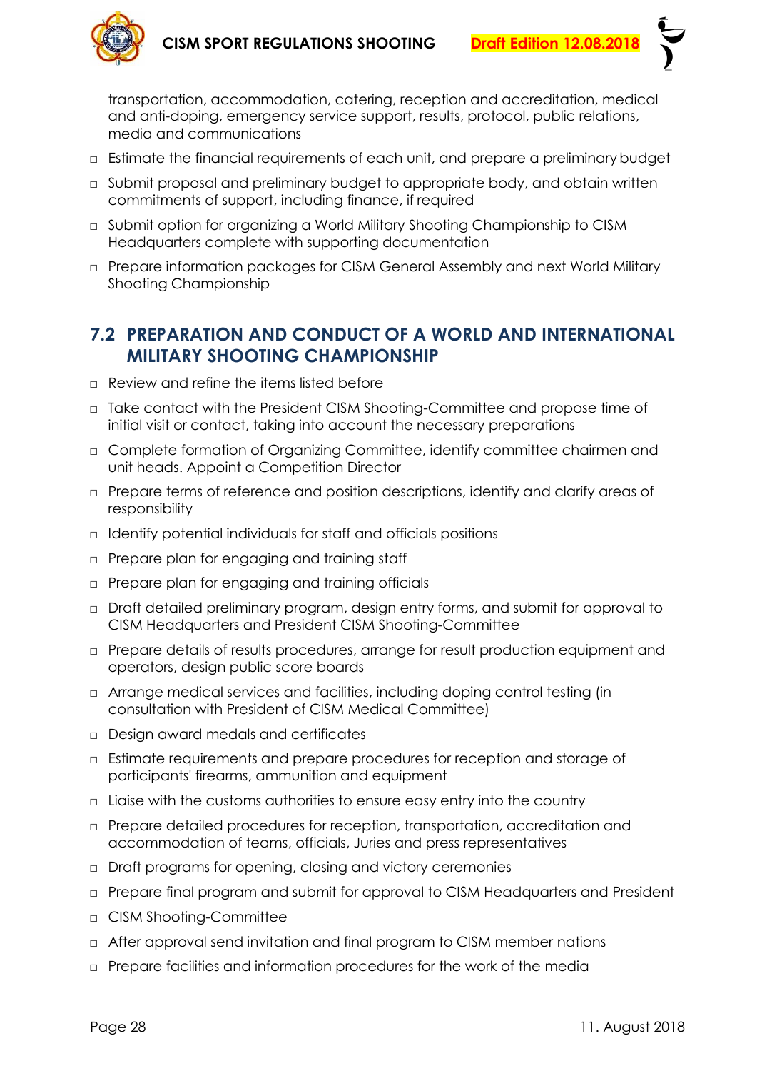transportation, accommodation, catering, reception and accreditation, medical and anti-doping, emergency service support, results, protocol, public relations, media and communications

- Estimate the financial requirements of each unit, and prepare a preliminary budget
- Submit proposal and preliminary budget to appropriate body, and obtain written commitments of support, including finance, if required
- Submit option for organizing a World Military Shooting Championship to CISM Headquarters complete with supporting documentation
- Prepare information packages for CISM General Assembly and next World Military Shooting Championship

## 7.2 PREPARATION AND CONDUCT OF A WORLD AND INTERNATIONAL MILITARY SHOOTING CHAMPIONSHIP

- Review and refine the items listed before
- Take contact with the President CISM Shooting-Committee and propose time of initial visit or contact, taking into account the necessary preparations
- Complete formation of Organizing Committee, identify committee chairmen and unit heads. Appoint a Competition Director
- Prepare terms of reference and position descriptions, identify and clarify areas of responsibility
- Identify potential individuals for staff and officials positions
- Prepare plan for engaging and training staff
- Prepare plan for engaging and training officials
- Draft detailed preliminary program, design entry forms, and submit for approval to CISM Headquarters and President CISM Shooting-Committee
- Prepare details of results procedures, arrange for result production equipment and operators, design public score boards
- Arrange medical services and facilities, including doping control testing (in consultation with President of CISM Medical Committee)
- Design award medals and certificates
- Estimate requirements and prepare procedures for reception and storage of participants' firearms, ammunition and equipment
- Liaise with the customs authorities to ensure easy entry into the country
- Prepare detailed procedures for reception, transportation, accreditation and accommodation of teams, officials, Juries and press representatives
- Draft programs for opening, closing and victory ceremonies
- Prepare final program and submit for approval to CISM Headquarters and President
- CISM Shooting-Committee
- After approval send invitation and final program to CISM member nations
- Prepare facilities and information procedures for the work of the media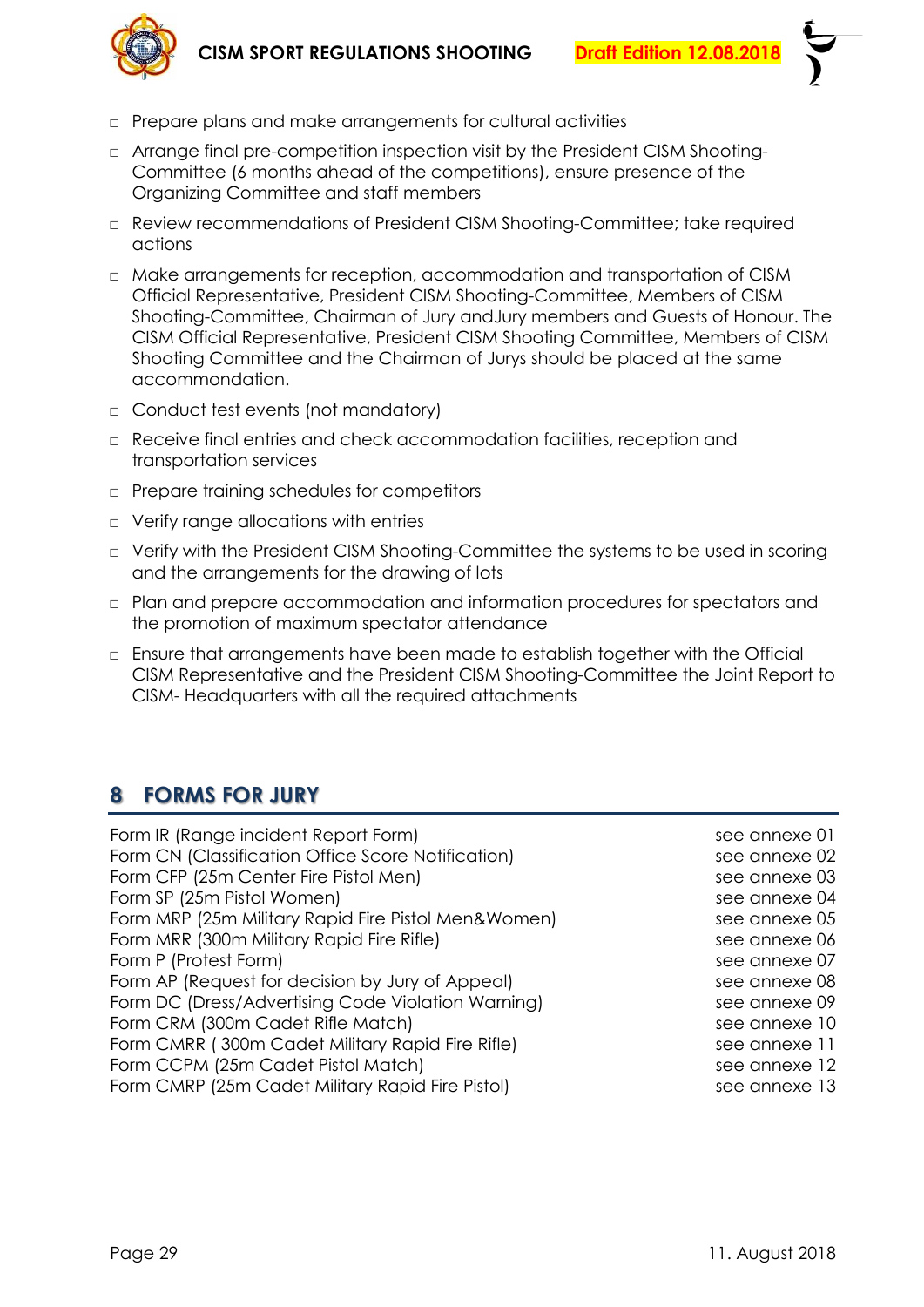- Prepare plans and make arrangements for cultural activities
- Arrange final pre-competition inspection visit by the President CISM Shooting-Committee (6 months ahead of the competitions), ensure presence of the Organizing Committee and staff members
- Review recommendations of President CISM Shooting-Committee; take required actions
- Make arrangements for reception, accommodation and transportation of CISM Official Representative, President CISM Shooting-Committee, Members of CISM Shooting-Committee, Chairman of Jury andJury members and Guests of Honour. The CISM Official Representative, President CISM Shooting Committee, Members of CISM Shooting Committee and the Chairman of Jurys should be placed at the same accommondation.
- Conduct test events (not mandatory)
- Receive final entries and check accommodation facilities, reception and transportation services
- Prepare training schedules for competitors
- Verify range allocations with entries
- Verify with the President CISM Shooting-Committee the systems to be used in scoring and the arrangements for the drawing of lots
- Plan and prepare accommodation and information procedures for spectators and the promotion of maximum spectator attendance
- Ensure that arrangements have been made to establish together with the Official CISM Representative and the President CISM Shooting-Committee the Joint Report to CISM- Headquarters with all the required attachments

# 8 FORMS FOR JURY

| | |
|---|---|
| Form IR (Range incident Report Form) | see annexe 01 |
| Form CN (Classification Office Score Notification) | see annexe 02 |
| Form CFP (25m Center Fire Pistol Men) | see annexe 03 |
| Form SP (25m Pistol Women) | see annexe 04 |
| Form MRP (25m Military Rapid Fire Pistol Men&Women) | see annexe 05 |
| Form MRR (300m Military Rapid Fire Rifle) | see annexe 06 |
| Form P (Protest Form) | see annexe 07 |
| Form AP (Request for decision by Jury of Appeal) | see annexe 08 |
| Form DC (Dress/Advertising Code Violation Warning) | see annexe 09 |
| Form CRM (300m Cadet Rifle Match) | see annexe 10 |
| Form CMRR ( 300m Cadet Military Rapid Fire Rifle) | see annexe 11 |
| Form CCPM (25m Cadet Pistol Match) | see annexe 12 |
| Form CMRP (25m Cadet Military Rapid Fire Pistol) | see annexe 13 |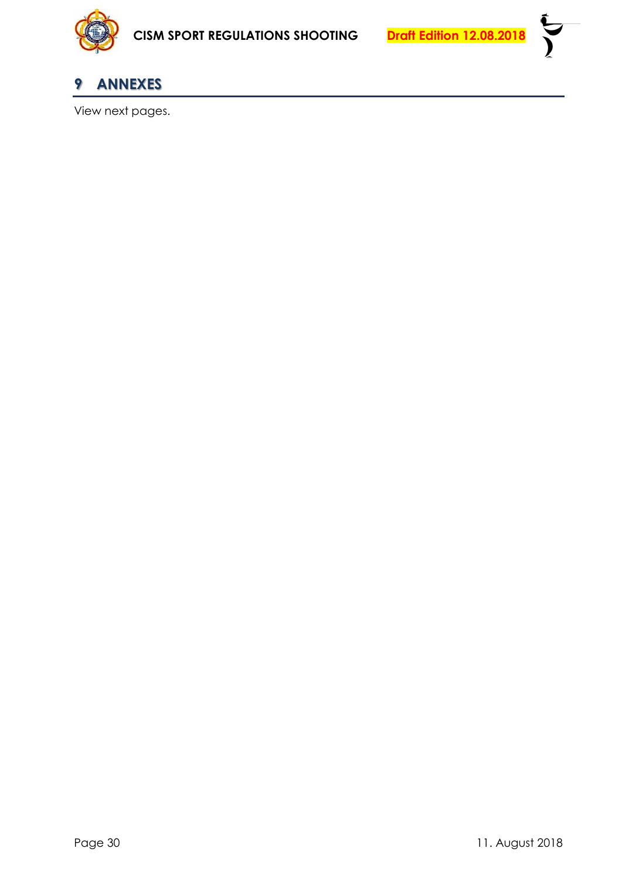# 9 ANNEXES

View next pages.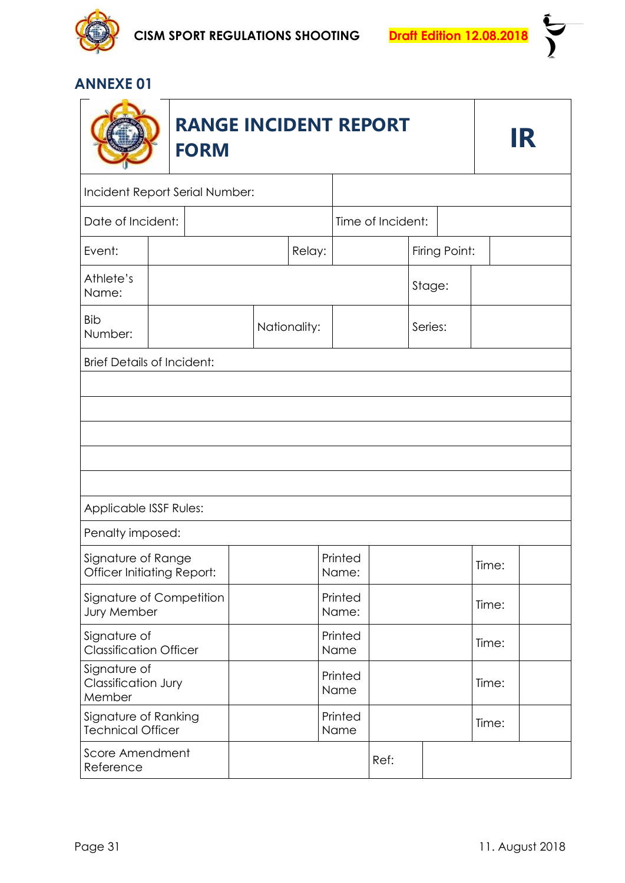## ANNEXE 01

| RANGE INCIDENT REPORT FORM | | | | | | IR |
|---|---|---|---|---|---|---|
| Incident Report Serial Number: | | | | | | |
| Date of Incident: | | | Time of Incident: | | | |
| Event: | | Relay: | | Firing Point: | | |
| Athlete's Name: | | | | Stage: | | |
| Bib Number: | | Nationality: | | Series: | | |
| Brief Details of Incident: | | | | | | |
| | | | | | | |
| | | | | | | |
| | | | | | | |
| | | | | | | |
| | | | | | | |
| Applicable ISSF Rules: | | | | | | |
| Penalty imposed: | | | | | | |
| Signature of Range Officer Initiating Report: | | Printed Name: | | Time: | | |
| Signature of Competition Jury Member | | Printed Name: | | Time: | | |
| Signature of Classification Officer | | Printed Name | | Time: | | |
| Signature of Classification Jury Member | | Printed Name | | Time: | | |
| Signature of Ranking Technical Officer | | Printed Name | | Time: | | |
| Score Amendment Reference | | Ref: | | | | |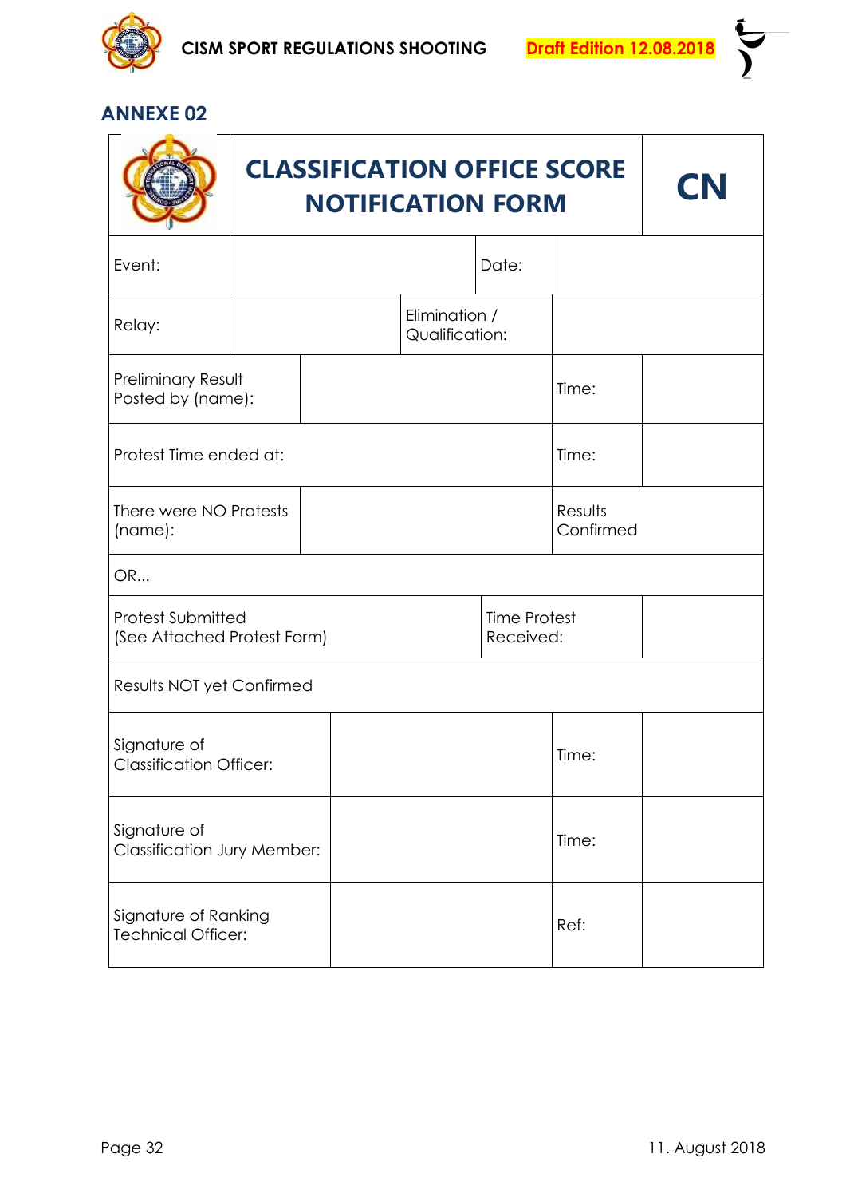## ANNEXE 02

| | CLASSIFICATION OFFICE SCORE NOTIFICATION FORM | | | CN |
|---|---|---|---|---|
| Event: | | Date: | | |
| Relay: | | Elimination / Qualification: | | |
| Preliminary Result Posted by (name): | | | Time: | |
| Protest Time ended at: | | | Time: | |
| There were NO Protests (name): | | | Results Confirmed | |
| OR... | | | | |
| Protest Submitted (See Attached Protest Form) | | Time Protest Received: | | |
| Results NOT yet Confirmed | | | | |
| Signature of Classification Officer: | | | Time: | |
| Signature of Classification Jury Member: | | | Time: | |
| Signature of Ranking Technical Officer: | | | Ref: | |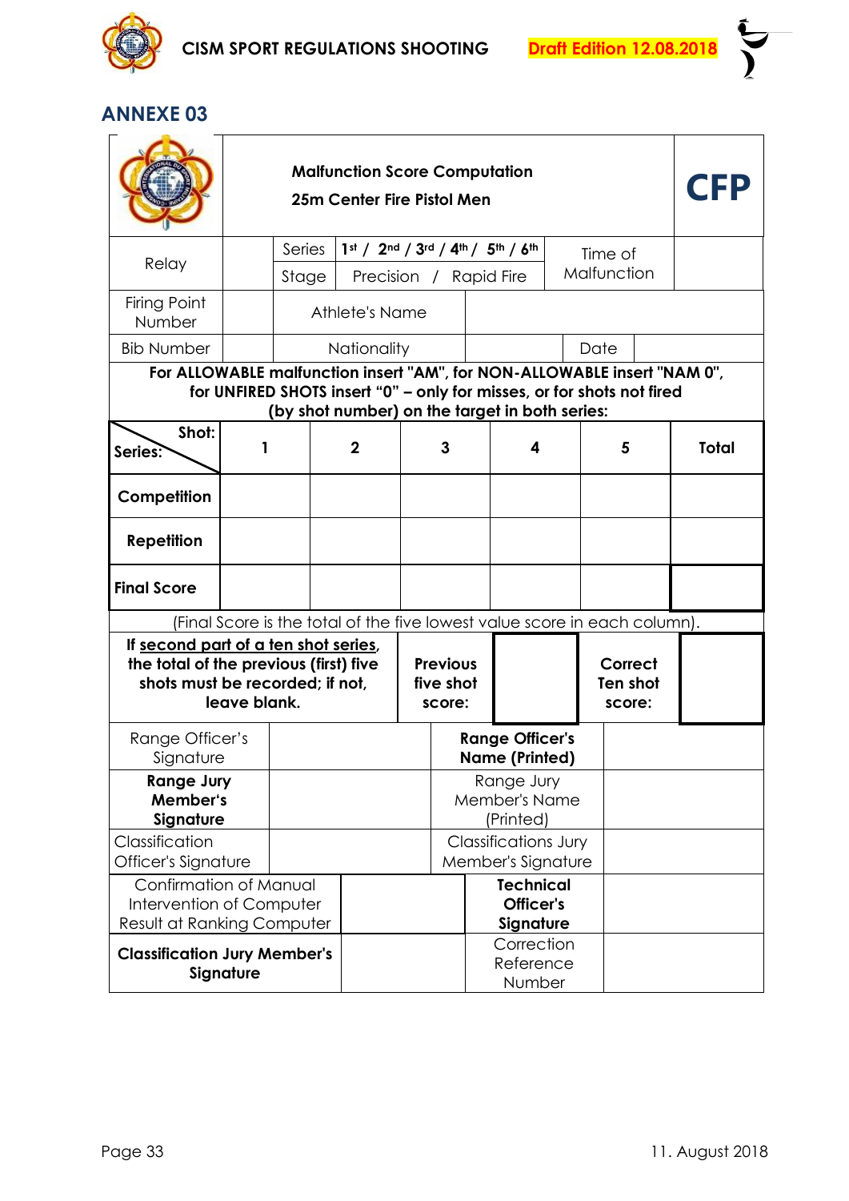## ANNEXE 03

| | **Malfunction Score Computation**<br>**25m Center Fire Pistol Men** | **CFP** |
|---|---|---|

| Relay | | Series | 1st / 2nd / 3rd / 4th / 5th / 6th | Time of Malfunction | |
|---|---|---|---|---|---|
| | | Stage | Precision / Rapid Fire | | |
| Firing Point Number | | Athlete's Name | | | |
| Bib Number | | Nationality | | Date | |

**For ALLOWABLE malfunction insert "AM", for NON-ALLOWABLE insert "NAM 0", for UNFIRED SHOTS insert "0" – only for misses, or for shots not fired (by shot number) on the target in both series:**

| **Shot: / Series:** | **1** | **2** | **3** | **4** | **5** | **Total** |
|---|---|---|---|---|---|---|
| **Competition** | | | | | | |
| **Repetition** | | | | | | |
| **Final Score** | | | | | | |

(Final Score is the total of the five lowest value score in each column).

| **If second part of a ten shot series, the total of the previous (first) five shots must be recorded; if not, leave blank.** | **Previous five shot score:** | | **Correct Ten shot score:** | |
|---|---|---|---|---|

| Range Officer's Signature | | **Range Officer's Name (Printed)** | |
|---|---|---|---|
| **Range Jury Member's Signature** | | Range Jury Member's Name (Printed) | |
| Classification Officer's Signature | | Classifications Jury Member's Signature | |
| Confirmation of Manual Intervention of Computer Result at Ranking Computer | | **Technical Officer's Signature** | |
| **Classification Jury Member's Signature** | | Correction Reference Number | |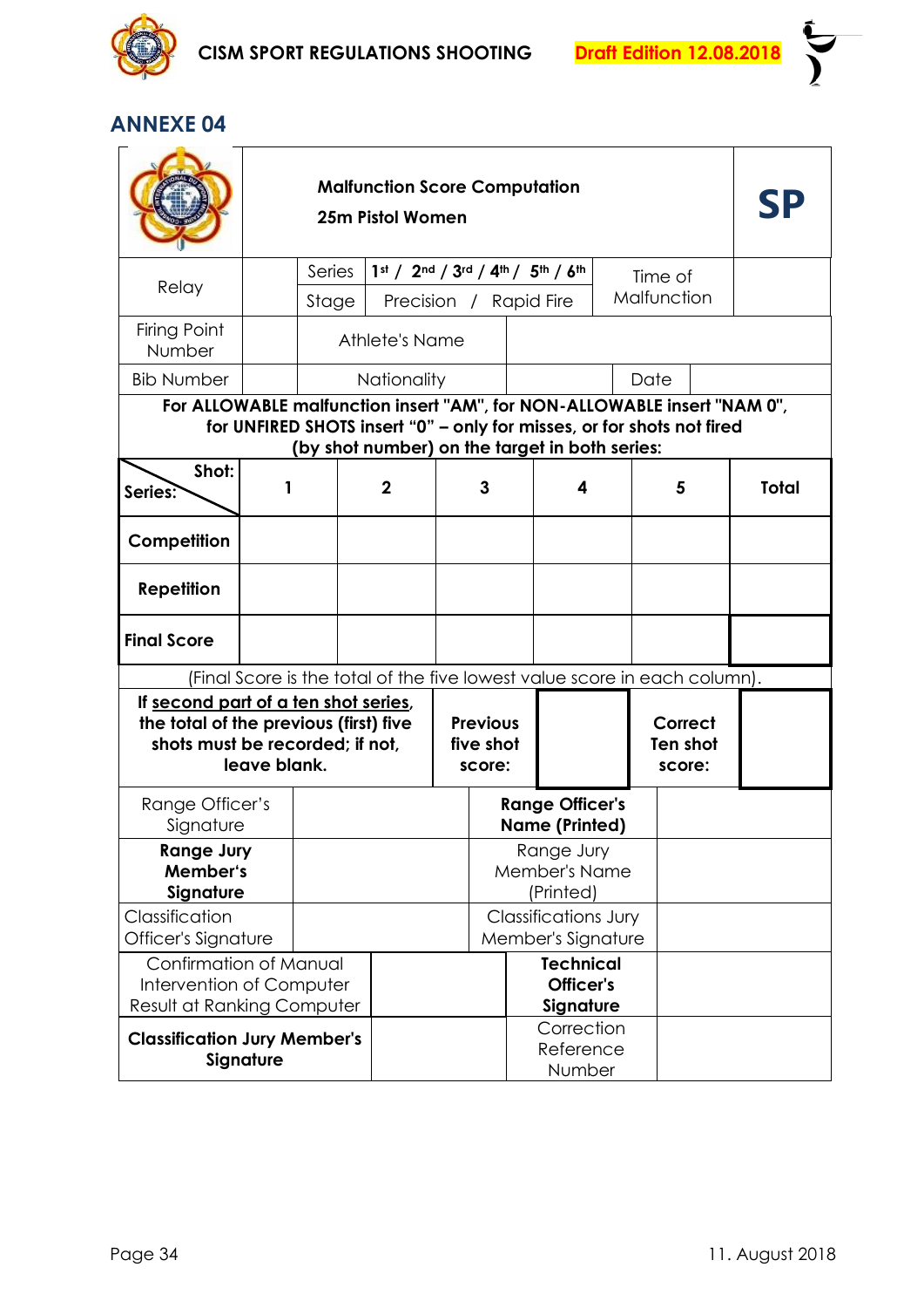## ANNEXE 04

| | **Malfunction Score Computation**<br>**25m Pistol Women** | | | | | **SP** |
|---|---|---|---|---|---|---|
| Relay | | Series | 1st / 2nd / 3rd / 4th / 5th / 6th | Time of Malfunction | | |
| | | Stage | Precision / Rapid Fire | | | |
| Firing Point Number | | Athlete's Name | | | | |
| Bib Number | | Nationality | | Date | | |

**For ALLOWABLE malfunction insert "AM", for NON-ALLOWABLE insert "NAM 0", for UNFIRED SHOTS insert "0" – only for misses, or for shots not fired (by shot number) on the target in both series:**

| Series: \ Shot: | 1 | 2 | 3 | 4 | 5 | Total |
|---|---|---|---|---|---|---|
| **Competition** | | | | | | |
| **Repetition** | | | | | | |
| **Final Score** | | | | | | |

(Final Score is the total of the five lowest value score in each column).

| **If second part of a ten shot series, the total of the previous (first) five shots must be recorded; if not, leave blank.** | **Previous five shot score:** | | **Correct Ten shot score:** | |
|---|---|---|---|---|

| Range Officer's Signature | | **Range Officer's Name (Printed)** | |
|---|---|---|---|
| **Range Jury Member's Signature** | | Range Jury Member's Name (Printed) | |
| Classification Officer's Signature | | Classifications Jury Member's Signature | |
| Confirmation of Manual Intervention of Computer Result at Ranking Computer | | **Technical Officer's Signature** | |
| **Classification Jury Member's Signature** | | Correction Reference Number | |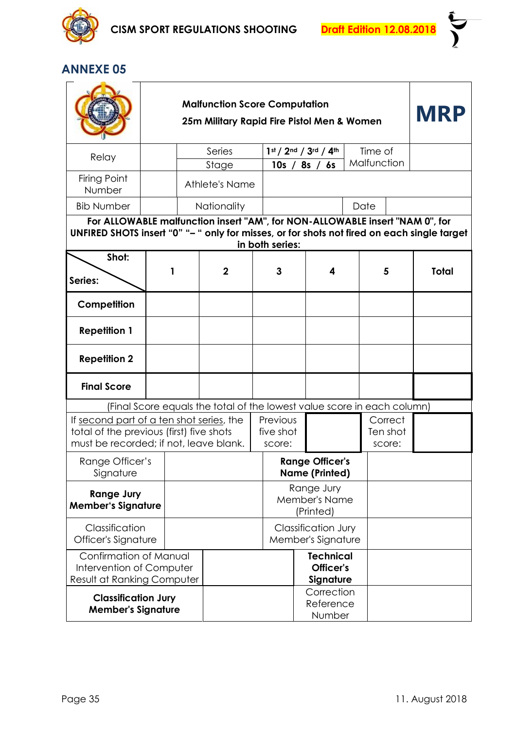## ANNEXE 05

| | **Malfunction Score Computation**<br>**25m Military Rapid Fire Pistol Men & Women** | | | | **MRP** |
|---|---|---|---|---|---|
| Relay | | Series | **1st / 2nd / 3rd / 4th** | Time of Malfunction | |
| | | Stage | **10s / 8s / 6s** | | |
| Firing Point Number | | Athlete's Name | | | |
| Bib Number | | Nationality | | Date | |

**For ALLOWABLE malfunction insert "AM", for NON-ALLOWABLE insert "NAM 0", for UNFIRED SHOTS insert "0" "– " only for misses, or for shots not fired on each single target in both series:**

| Shot: / Series: | 1 | 2 | 3 | 4 | 5 | Total |
|---|---|---|---|---|---|---|
| **Competition** | | | | | | |
| **Repetition 1** | | | | | | |
| **Repetition 2** | | | | | | |
| **Final Score** | | | | | | |

(Final Score equals the total of the lowest value score in each column)

| If second part of a ten shot series, the total of the previous (first) five shots must be recorded; if not, leave blank. | Previous five shot score: | | Correct Ten shot score: | |
|---|---|---|---|---|

| | | | |
|---|---|---|---|
| Range Officer's Signature | | **Range Officer's Name (Printed)** | |
| **Range Jury Member's Signature** | | Range Jury Member's Name (Printed) | |
| Classification Officer's Signature | | Classification Jury Member's Signature | |
| Confirmation of Manual Intervention of Computer Result at Ranking Computer | | **Technical Officer's Signature** | |
| **Classification Jury Member's Signature** | | Correction Reference Number | |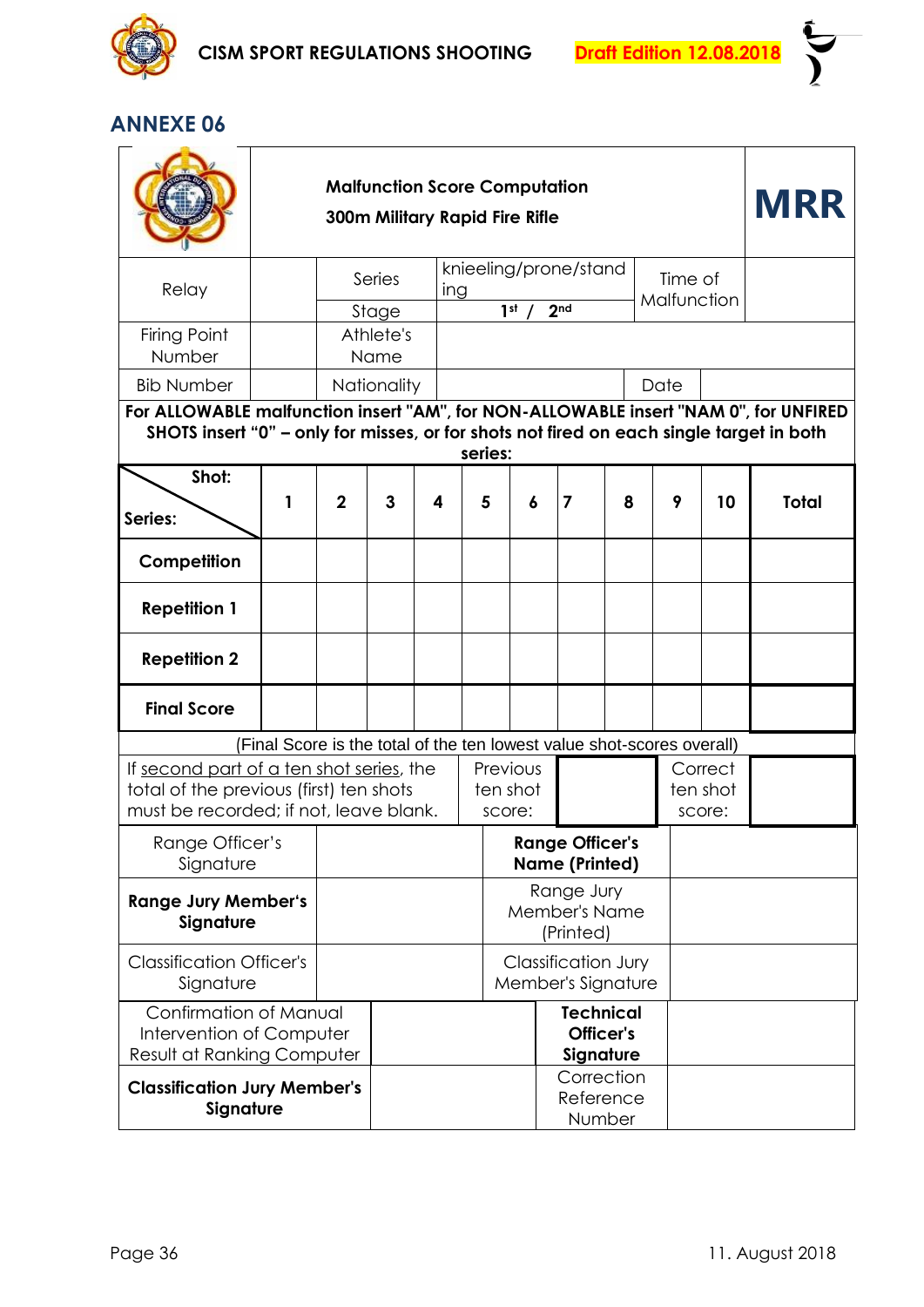## ANNEXE 06

| | Malfunction Score Computation<br>300m Military Rapid Fire Rifle | | | | | | MRR |
|---|---|---|---|---|---|---|---|
| Relay | | Series | knieeling/prone/standing | Time of Malfunction | | | |
| | | Stage | 1st / 2nd | | | | |
| Firing Point Number | | Athlete's Name | | | | | |
| Bib Number | | Nationality | | Date | | | |

**For ALLOWABLE malfunction insert "AM", for NON-ALLOWABLE insert "NAM 0", for UNFIRED SHOTS insert "0" – only for misses, or for shots not fired on each single target in both series:**

| Shot: / Series: | 1 | 2 | 3 | 4 | 5 | 6 | 7 | 8 | 9 | 10 | Total |
|---|---|---|---|---|---|---|---|---|---|---|---|
| **Competition** | | | | | | | | | | | |
| **Repetition 1** | | | | | | | | | | | |
| **Repetition 2** | | | | | | | | | | | |
| **Final Score** | | | | | | | | | | | |

(Final Score is the total of the ten lowest value shot-scores overall)

| If second part of a ten shot series, the total of the previous (first) ten shots must be recorded; if not, leave blank. | Previous ten shot score: | | Correct ten shot score: | |
|---|---|---|---|---|

| Range Officer's Signature | | **Range Officer's Name (Printed)** | |
|---|---|---|---|
| **Range Jury Member's Signature** | | Range Jury Member's Name (Printed) | |
| Classification Officer's Signature | | Classification Jury Member's Signature | |
| Confirmation of Manual Intervention of Computer Result at Ranking Computer | | **Technical Officer's Signature** | |
| **Classification Jury Member's Signature** | | Correction Reference Number | |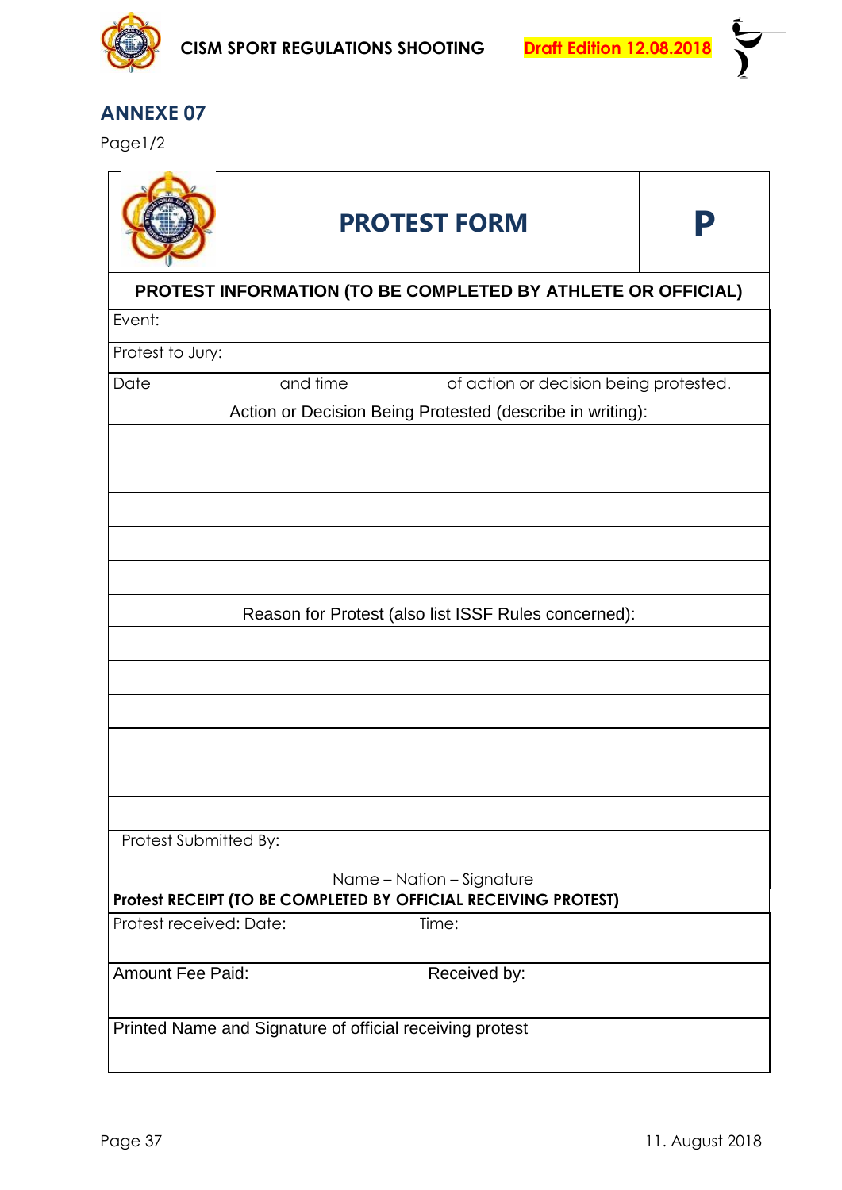## ANNEXE 07

Page1/2

| PROTEST FORM | P |
|---|---|

**PROTEST INFORMATION (TO BE COMPLETED BY ATHLETE OR OFFICIAL)**

| |
|---|
| Event: |
| Protest to Jury: |
| Date and time of action or decision being protested. |
| Action or Decision Being Protested (describe in writing): |
| |
| |
| |
| |
| |
| Reason for Protest (also list ISSF Rules concerned): |
| |
| |
| |
| |
| |
| |
| Protest Submitted By: |
| Name – Nation – Signature |

**Protest RECEIPT (TO BE COMPLETED BY OFFICIAL RECEIVING PROTEST)**

| | |
|---|---|
| Protest received: Date: | Time: |
| Amount Fee Paid: | Received by: |
| Printed Name and Signature of official receiving protest | |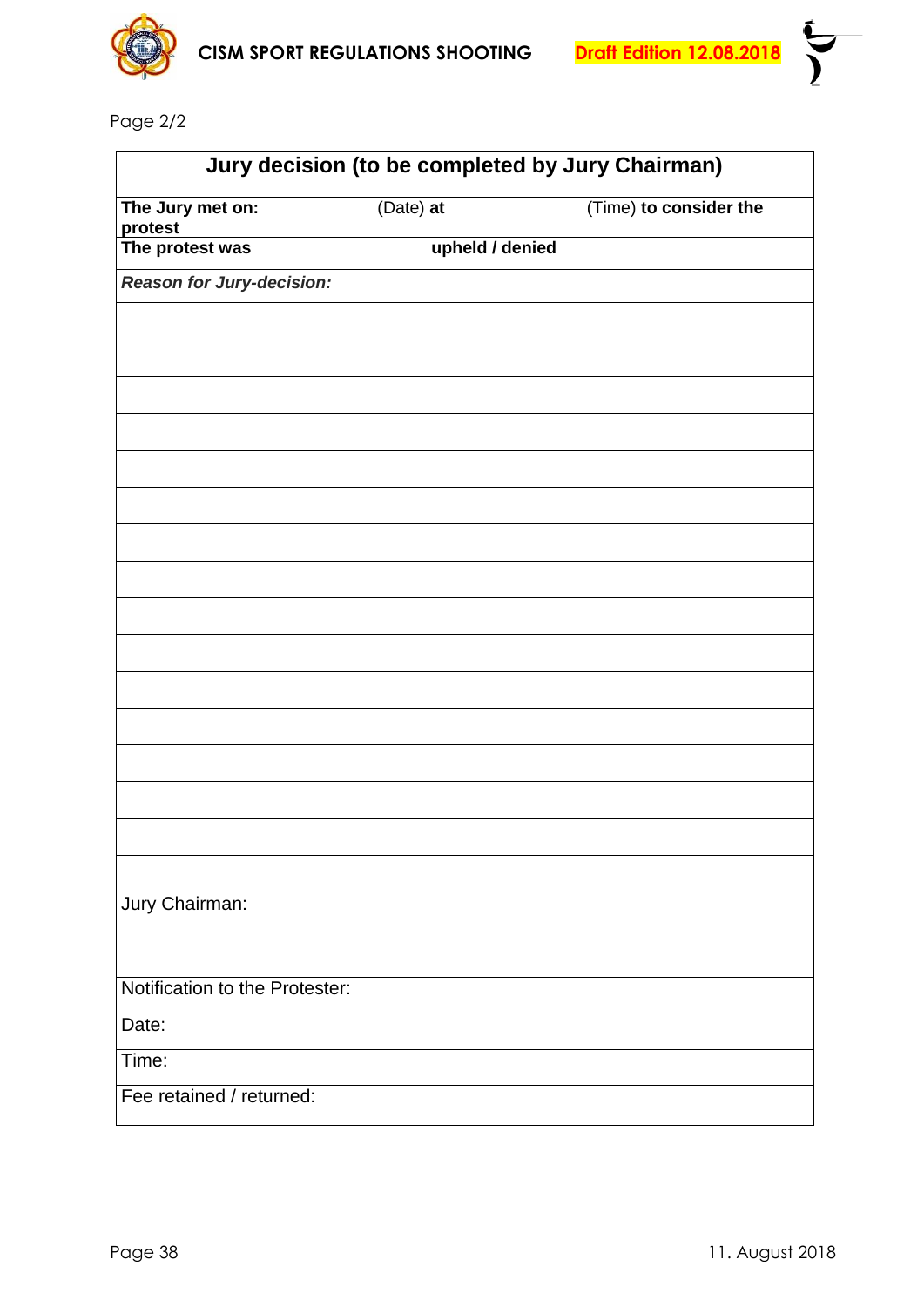Page 2/2

| Jury decision (to be completed by Jury Chairman) | | |
|---|---|---|
| **The Jury met on:** **protest** | (Date) **at** | (Time) **to consider the** |
| **The protest was** | **upheld / denied** | |
| ***Reason for Jury-decision:*** | | |
| | | |
| | | |
| | | |
| | | |
| | | |
| | | |
| | | |
| | | |
| | | |
| | | |
| | | |
| | | |
| | | |
| | | |
| | | |
| | | |
| Jury Chairman: | | |
| Notification to the Protester: | | |
| Date: | | |
| Time: | | |
| Fee retained / returned: | | |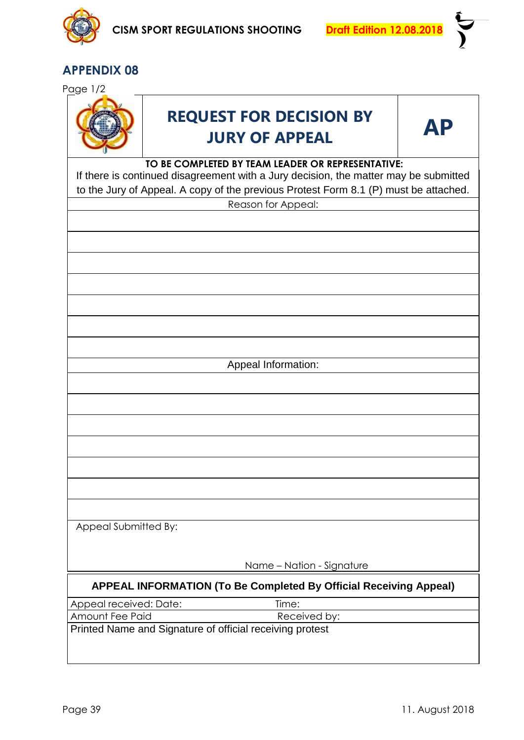## APPENDIX 08

Page 1/2

| REQUEST FOR DECISION BY JURY OF APPEAL | AP |
|---|---|

**TO BE COMPLETED BY TEAM LEADER OR REPRESENTATIVE:**

If there is continued disagreement with a Jury decision, the matter may be submitted to the Jury of Appeal. A copy of the previous Protest Form 8.1 (P) must be attached.

| Reason for Appeal: |
|---|
| |
| |
| |
| |
| |
| |
| |

| Appeal Information: |
|---|
| |
| |
| |
| |
| |
| |
| |

Appeal Submitted By:

Name – Nation - Signature

| **APPEAL INFORMATION (To Be Completed By Official Receiving Appeal)** | |
|---|---|
| Appeal received: Date: | Time: |
| Amount Fee Paid | Received by: |
| Printed Name and Signature of official receiving protest | |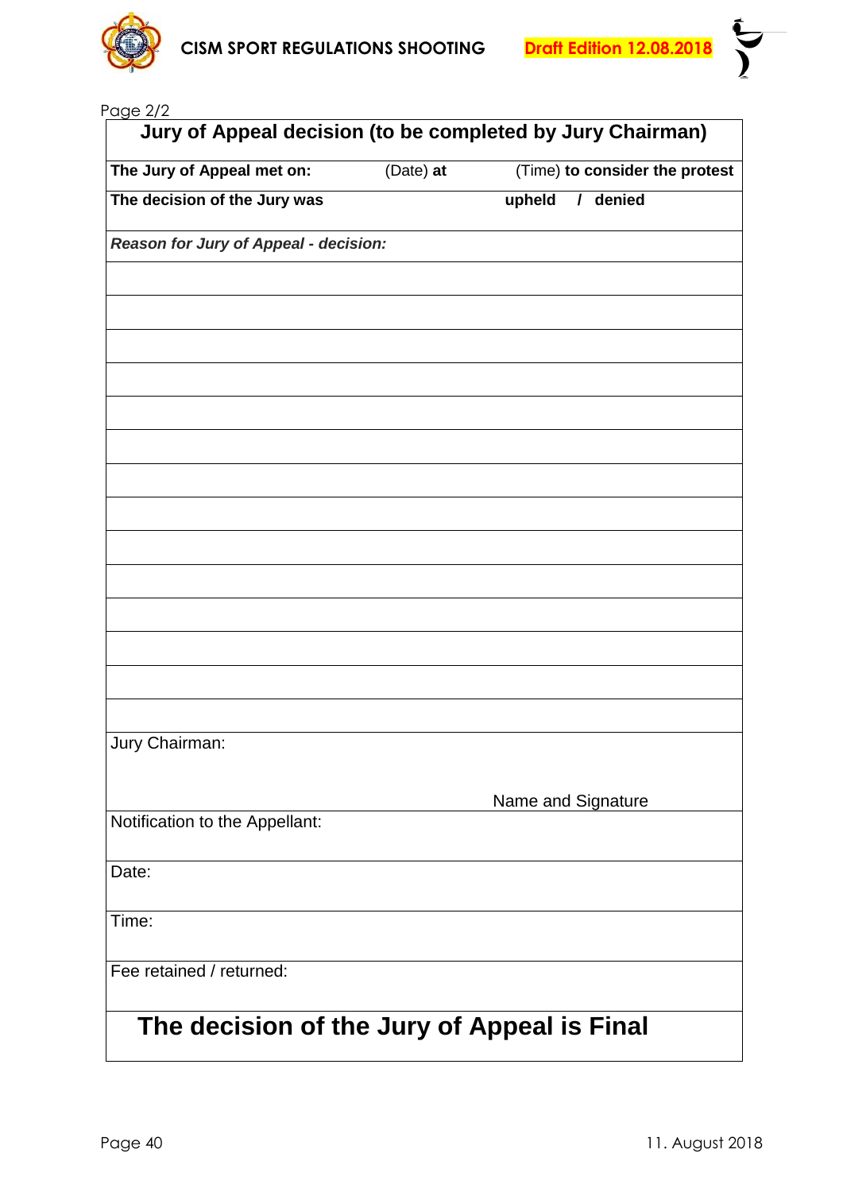Page 2/2

## Jury of Appeal decision (to be completed by Jury Chairman)

| **The Jury of Appeal met on:** | (Date) **at** | (Time) **to consider the protest** |
|---|---|---|
| **The decision of the Jury was** | | **upheld / denied** |
| ***Reason for Jury of Appeal - decision:*** | | |
| | | |
| | | |
| | | |
| | | |
| | | |
| | | |
| | | |
| | | |
| | | |
| | | |
| | | |
| | | |
| | | |
| | | |
| Jury Chairman: | | Name and Signature |
| Notification to the Appellant: | | |
| Date: | | |
| Time: | | |
| Fee retained / returned: | | |

## The decision of the Jury of Appeal is Final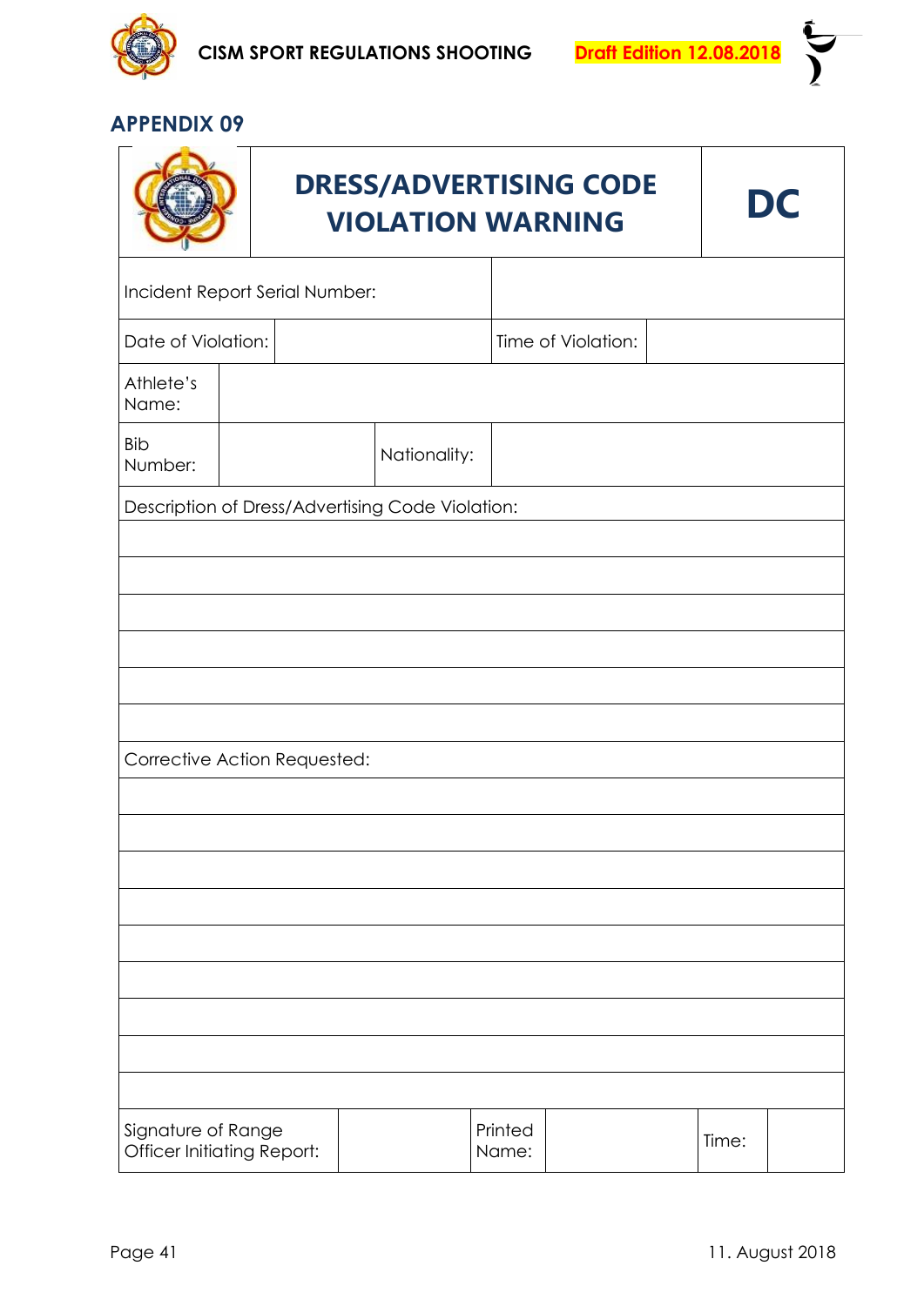## APPENDIX 09

| DRESS/ADVERTISING CODE VIOLATION WARNING | | | | DC |
|---|---|---|---|---|
| Incident Report Serial Number: | | | | |
| Date of Violation: | | Time of Violation: | | |
| Athlete's Name: | | | | |
| Bib Number: | | Nationality: | | |
| Description of Dress/Advertising Code Violation: | | | | |
| | | | | |
| | | | | |
| | | | | |
| | | | | |
| | | | | |
| | | | | |
| Corrective Action Requested: | | | | |
| | | | | |
| | | | | |
| | | | | |
| | | | | |
| | | | | |
| | | | | |
| | | | | |
| | | | | |
| | | | | |
| Signature of Range Officer Initiating Report: | | Printed Name: | | Time: |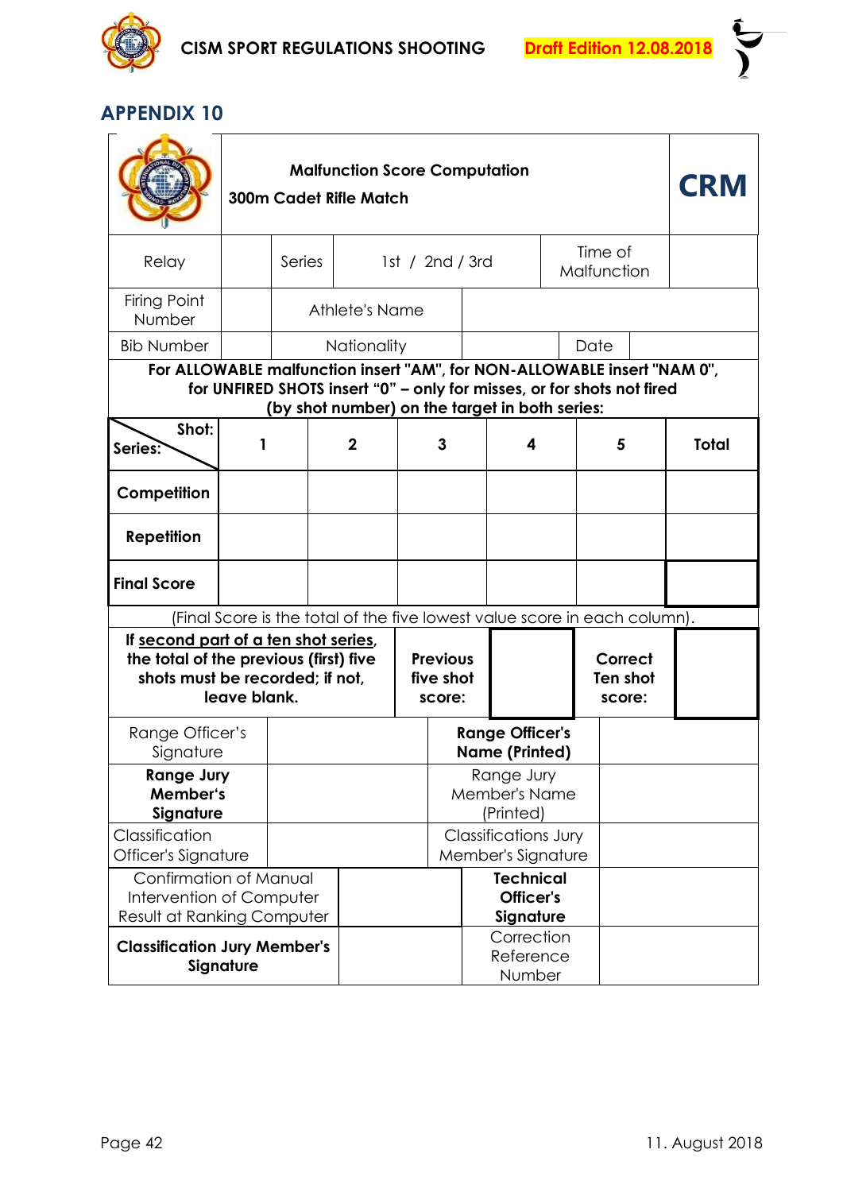## APPENDIX 10

| | **Malfunction Score Computation** **300m Cadet Rifle Match** | | | | | **CRM** |
|---|---|---|---|---|---|---|
| Relay | | Series | 1st / 2nd / 3rd | | Time of Malfunction | |
| Firing Point Number | | Athlete's Name | | | | |
| Bib Number | | Nationality | | | Date | |

**For ALLOWABLE malfunction insert "AM", for NON-ALLOWABLE insert "NAM 0", for UNFIRED SHOTS insert "0" – only for misses, or for shots not fired (by shot number) on the target in both series:**

| **Shot:** / **Series:** | **1** | **2** | **3** | **4** | **5** | **Total** |
|---|---|---|---|---|---|---|
| **Competition** | | | | | | |
| **Repetition** | | | | | | |
| **Final Score** | | | | | | |

(Final Score is the total of the five lowest value score in each column).

| **If <u>second part of a ten shot series</u>, the total of the previous (first) five shots must be recorded; if not, leave blank.** | **Previous five shot score:** | | **Correct Ten shot score:** | |
|---|---|---|---|---|

| | | | |
|---|---|---|---|
| Range Officer's Signature | | **Range Officer's Name (Printed)** | |
| **Range Jury Member's Signature** | | Range Jury Member's Name (Printed) | |
| Classification Officer's Signature | | Classifications Jury Member's Signature | |
| Confirmation of Manual Intervention of Computer Result at Ranking Computer | | **Technical Officer's Signature** | |
| **Classification Jury Member's Signature** | | Correction Reference Number | |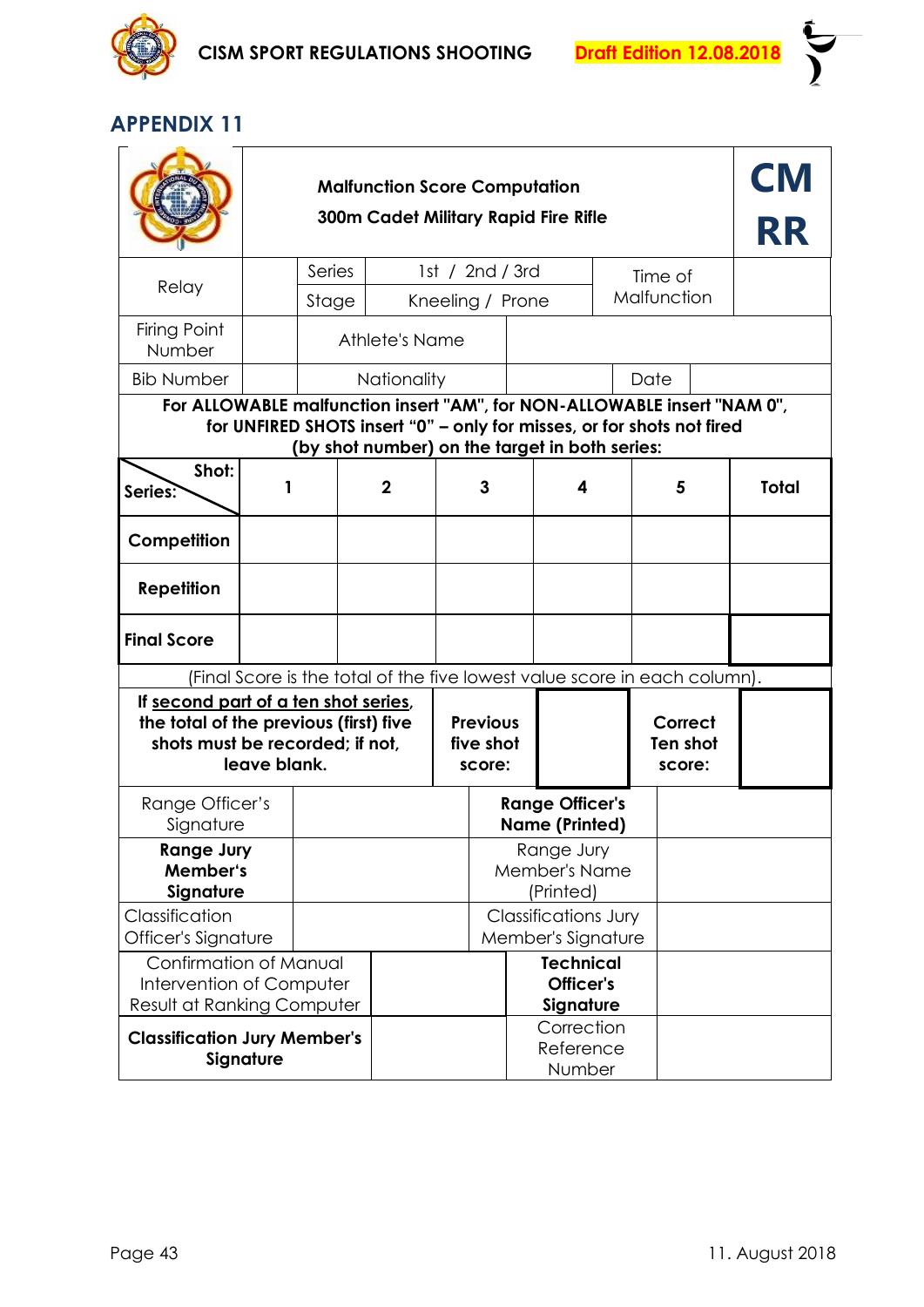## APPENDIX 11

| | Malfunction Score Computation<br>300m Cadet Military Rapid Fire Rifle | | | | CM RR |
|---|---|---|---|---|---|
| Relay | | Series | 1st / 2nd / 3rd | Time of Malfunction | |
| | | Stage | Kneeling / Prone | | |
| Firing Point Number | | Athlete's Name | | | |
| Bib Number | | Nationality | | Date | |

**For ALLOWABLE malfunction insert "AM", for NON-ALLOWABLE insert "NAM 0", for UNFIRED SHOTS insert "0" – only for misses, or for shots not fired (by shot number) on the target in both series:**

| Series: \ Shot: | 1 | 2 | 3 | 4 | 5 | Total |
|---|---|---|---|---|---|---|
| **Competition** | | | | | | |
| **Repetition** | | | | | | |
| **Final Score** | | | | | | |

(Final Score is the total of the five lowest value score in each column).

| **If <u>second part of a ten shot series</u>, the total of the previous (first) five shots must be recorded; if not, leave blank.** | **Previous five shot score:** | | **Correct Ten shot score:** | |
|---|---|---|---|---|

| | | | |
|---|---|---|---|
| Range Officer's Signature | | **Range Officer's Name (Printed)** | |
| **Range Jury Member's Signature** | | Range Jury Member's Name (Printed) | |
| Classification Officer's Signature | | Classifications Jury Member's Signature | |
| Confirmation of Manual Intervention of Computer Result at Ranking Computer | | **Technical Officer's Signature** | |
| **Classification Jury Member's Signature** | | Correction Reference Number | |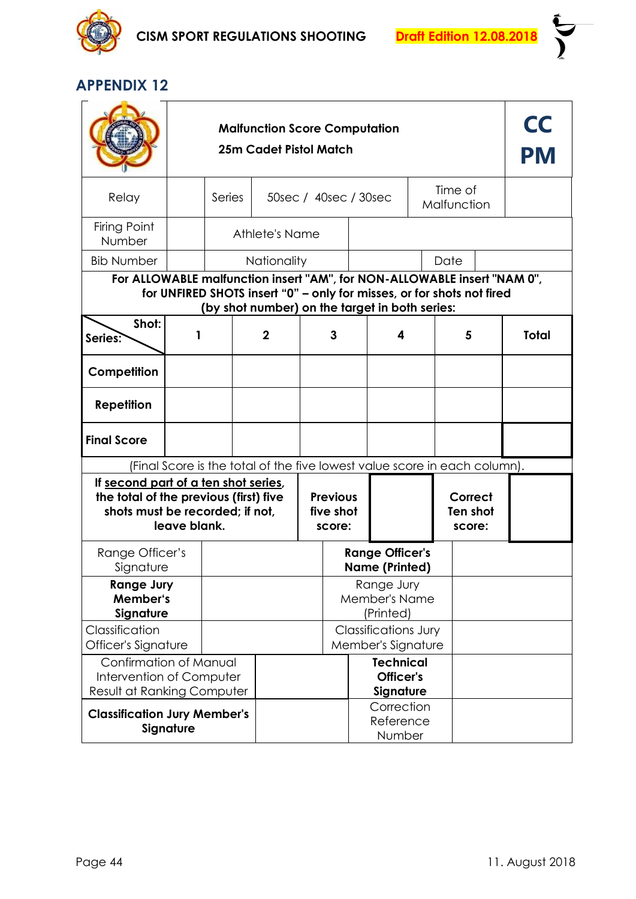## APPENDIX 12

| | **Malfunction Score Computation**<br>**25m Cadet Pistol Match** | **CC PM** |
|---|---|---|

| Relay | | Series | 50sec / 40sec / 30sec | Time of Malfunction | |
|---|---|---|---|---|---|
| Firing Point Number | | Athlete's Name | | | |
| Bib Number | | Nationality | | Date | |

**For ALLOWABLE malfunction insert "AM", for NON-ALLOWABLE insert "NAM 0", for UNFIRED SHOTS insert "0" – only for misses, or for shots not fired (by shot number) on the target in both series:**

| **Shot: / Series:** | **1** | **2** | **3** | **4** | **5** | **Total** |
|---|---|---|---|---|---|---|
| **Competition** | | | | | | |
| **Repetition** | | | | | | |
| **Final Score** | | | | | | |

(Final Score is the total of the five lowest value score in each column).

| **If second part of a ten shot series, the total of the previous (first) five shots must be recorded; if not, leave blank.** | **Previous five shot score:** | | **Correct Ten shot score:** | |
|---|---|---|---|---|

| Range Officer's Signature | | **Range Officer's Name (Printed)** | |
|---|---|---|---|
| **Range Jury Member's Signature** | | Range Jury Member's Name (Printed) | |
| Classification Officer's Signature | | Classifications Jury Member's Signature | |
| Confirmation of Manual Intervention of Computer Result at Ranking Computer | | **Technical Officer's Signature** | |
| **Classification Jury Member's Signature** | | Correction Reference Number | |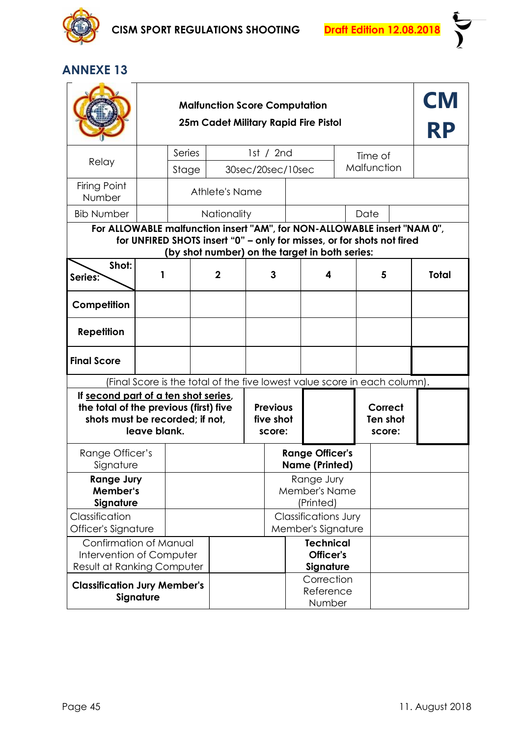## ANNEXE 13

| | | | | | | |
|---|---|---|---|---|---|---|
| | **Malfunction Score Computation**<br>**25m Cadet Military Rapid Fire Pistol** | | | | | **CM RP** |
| Relay | | Series | 1st / 2nd | | Time of Malfunction | |
| | | Stage | 30sec/20sec/10sec | | | |
| Firing Point Number | | Athlete's Name | | | | |
| Bib Number | | Nationality | | | Date | |

**For ALLOWABLE malfunction insert "AM", for NON-ALLOWABLE insert "NAM 0", for UNFIRED SHOTS insert "0" – only for misses, or for shots not fired (by shot number) on the target in both series:**

| Shot: / Series: | 1 | 2 | 3 | 4 | 5 | Total |
|---|---|---|---|---|---|---|
| **Competition** | | | | | | |
| **Repetition** | | | | | | |
| **Final Score** | | | | | | |

(Final Score is the total of the five lowest value score in each column).

| | | | | |
|---|---|---|---|---|
| **If second part of a ten shot series, the total of the previous (first) five shots must be recorded; if not, leave blank.** | **Previous five shot score:** | | **Correct Ten shot score:** | |

| | | | |
|---|---|---|---|
| Range Officer's Signature | | **Range Officer's Name (Printed)** | |
| **Range Jury Member's Signature** | | Range Jury Member's Name (Printed) | |
| Classification Officer's Signature | | Classifications Jury Member's Signature | |
| Confirmation of Manual Intervention of Computer Result at Ranking Computer | | **Technical Officer's Signature** | |
| **Classification Jury Member's Signature** | | Correction Reference Number | |